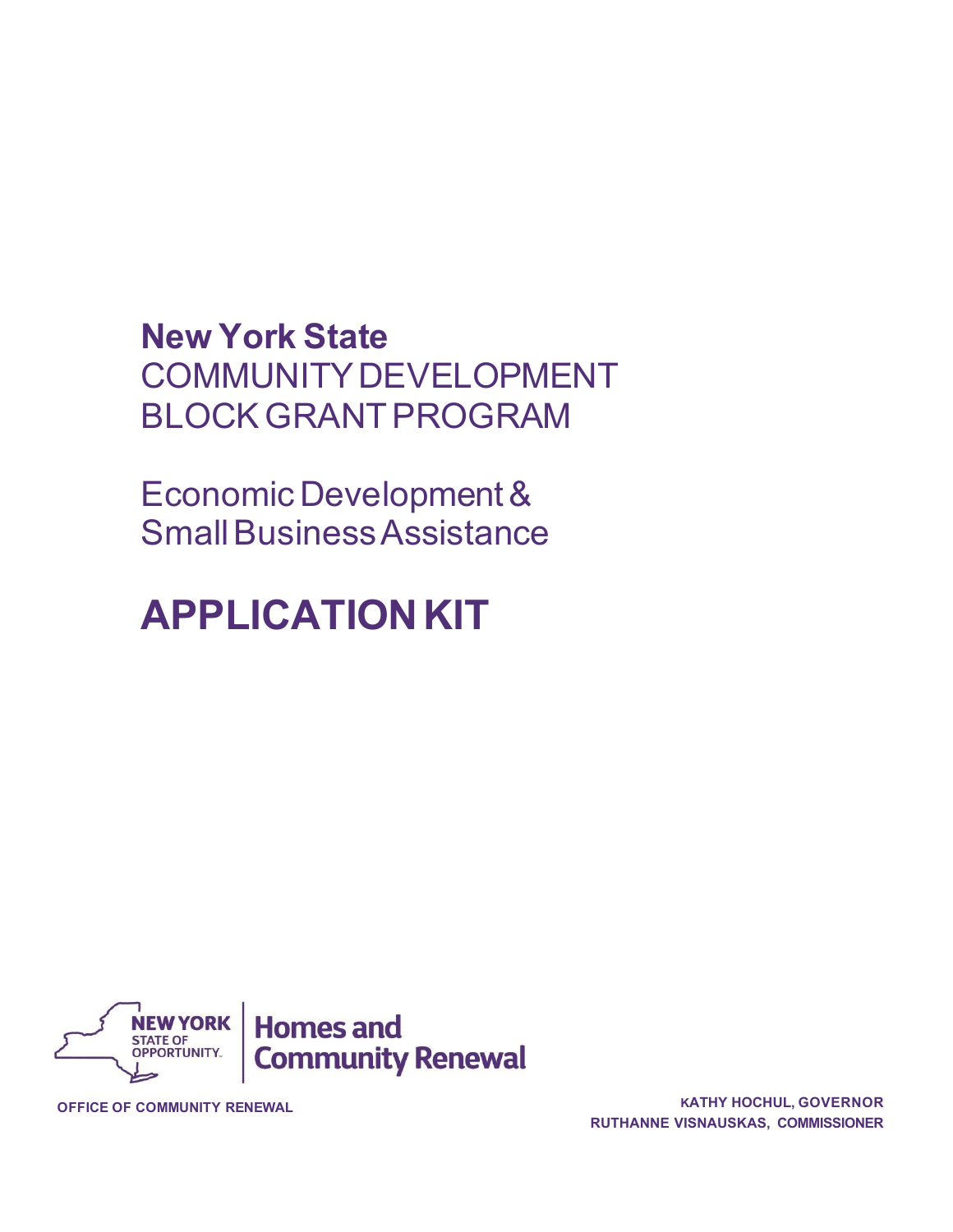# New York State
## COMMUNITY DEVELOPMENT BLOCK GRANT PROGRAM

## Economic Development & Small Business Assistance

# APPLICATION KIT

NEW YORK STATE OF OPPORTUNITY. | Homes and Community Renewal

OFFICE OF COMMUNITY RENEWAL

KATHY HOCHUL, GOVERNOR
RUTHANNE VISNAUSKAS, COMMISSIONER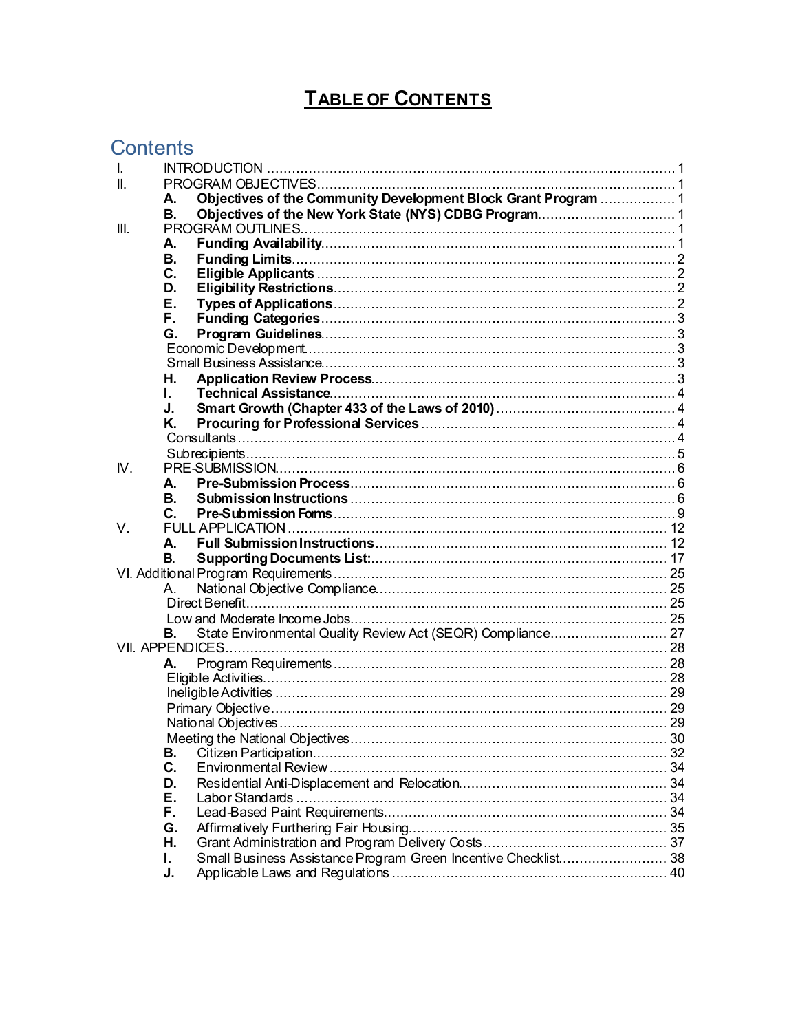# TABLE OF CONTENTS

## Contents

I. INTRODUCTION ..... 1
II. PROGRAM OBJECTIVES ..... 1
- **A. Objectives of the Community Development Block Grant Program** ..... 1
- **B. Objectives of the New York State (NYS) CDBG Program** ..... 1

III. PROGRAM OUTLINES ..... 1
- **A. Funding Availability** ..... 1
- **B. Funding Limits** ..... 2
- **C. Eligible Applicants** ..... 2
- **D. Eligibility Restrictions** ..... 2
- **E. Types of Applications** ..... 2
- **F. Funding Categories** ..... 3
- **G. Program Guidelines** ..... 3
  - Economic Development ..... 3
  - Small Business Assistance ..... 3
- **H. Application Review Process** ..... 3
- **I. Technical Assistance** ..... 4
- **J. Smart Growth (Chapter 433 of the Laws of 2010)** ..... 4
- **K. Procuring for Professional Services** ..... 4
  - Consultants ..... 4
  - Subrecipients ..... 5

IV. PRE-SUBMISSION ..... 6
- **A. Pre-Submission Process** ..... 6
- **B. Submission Instructions** ..... 6
- **C. Pre-Submission Forms** ..... 9

V. FULL APPLICATION ..... 12
- **A. Full Submission Instructions** ..... 12
- **B. Supporting Documents List:** ..... 17

VI. Additional Program Requirements ..... 25
- A. National Objective Compliance ..... 25
  - Direct Benefit ..... 25
  - Low and Moderate Income Jobs ..... 25
- **B.** State Environmental Quality Review Act (SEQR) Compliance ..... 27

VII. APPENDICES ..... 28
- **A.** Program Requirements ..... 28
  - Eligible Activities ..... 28
  - Ineligible Activities ..... 29
  - Primary Objective ..... 29
  - National Objectives ..... 29
  - Meeting the National Objectives ..... 30
- **B.** Citizen Participation ..... 32
- **C.** Environmental Review ..... 34
- **D.** Residential Anti-Displacement and Relocation ..... 34
- **E.** Labor Standards ..... 34
- **F.** Lead-Based Paint Requirements ..... 34
- **G.** Affirmatively Furthering Fair Housing ..... 35
- **H.** Grant Administration and Program Delivery Costs ..... 37
- **I.** Small Business Assistance Program Green Incentive Checklist ..... 38
- **J.** Applicable Laws and Regulations ..... 40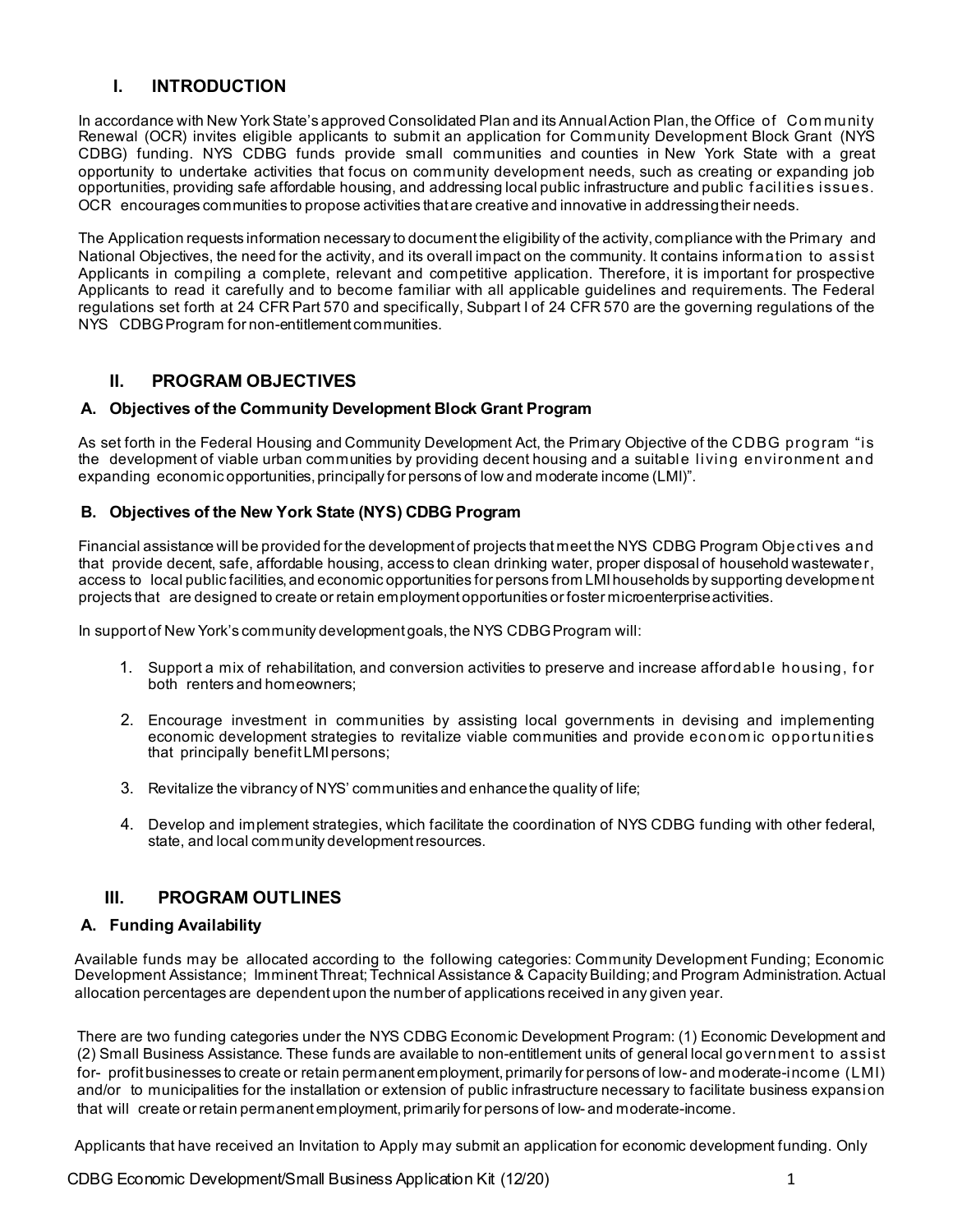## I. INTRODUCTION

In accordance with New York State's approved Consolidated Plan and its Annual Action Plan, the Office of Community Renewal (OCR) invites eligible applicants to submit an application for Community Development Block Grant (NYS CDBG) funding. NYS CDBG funds provide small communities and counties in New York State with a great opportunity to undertake activities that focus on community development needs, such as creating or expanding job opportunities, providing safe affordable housing, and addressing local public infrastructure and public facilities issues. OCR encourages communities to propose activities that are creative and innovative in addressing their needs.

The Application requests information necessary to document the eligibility of the activity, compliance with the Primary and National Objectives, the need for the activity, and its overall impact on the community. It contains information to assist Applicants in compiling a complete, relevant and competitive application. Therefore, it is important for prospective Applicants to read it carefully and to become familiar with all applicable guidelines and requirements. The Federal regulations set forth at 24 CFR Part 570 and specifically, Subpart I of 24 CFR 570 are the governing regulations of the NYS CDBG Program for non-entitlement communities.

## II. PROGRAM OBJECTIVES

### A. Objectives of the Community Development Block Grant Program

As set forth in the Federal Housing and Community Development Act, the Primary Objective of the CDBG program "is the development of viable urban communities by providing decent housing and a suitable living environment and expanding economic opportunities, principally for persons of low and moderate income (LMI)".

### B. Objectives of the New York State (NYS) CDBG Program

Financial assistance will be provided for the development of projects that meet the NYS CDBG Program Objectives and that provide decent, safe, affordable housing, access to clean drinking water, proper disposal of household wastewater, access to local public facilities, and economic opportunities for persons from LMI households by supporting development projects that are designed to create or retain employment opportunities or foster microenterprise activities.

In support of New York's community development goals, the NYS CDBG Program will:

1. Support a mix of rehabilitation, and conversion activities to preserve and increase affordable housing, for both renters and homeowners;
2. Encourage investment in communities by assisting local governments in devising and implementing economic development strategies to revitalize viable communities and provide economic opportunities that principally benefit LMI persons;
3. Revitalize the vibrancy of NYS' communities and enhance the quality of life;
4. Develop and implement strategies, which facilitate the coordination of NYS CDBG funding with other federal, state, and local community development resources.

## III. PROGRAM OUTLINES

### A. Funding Availability

Available funds may be allocated according to the following categories: Community Development Funding; Economic Development Assistance; Imminent Threat; Technical Assistance & Capacity Building; and Program Administration. Actual allocation percentages are dependent upon the number of applications received in any given year.

There are two funding categories under the NYS CDBG Economic Development Program: (1) Economic Development and (2) Small Business Assistance. These funds are available to non-entitlement units of general local government to assist for- profit businesses to create or retain permanent employment, primarily for persons of low- and moderate-income (LMI) and/or to municipalities for the installation or extension of public infrastructure necessary to facilitate business expansion that will create or retain permanent employment, primarily for persons of low- and moderate-income.

Applicants that have received an Invitation to Apply may submit an application for economic development funding. Only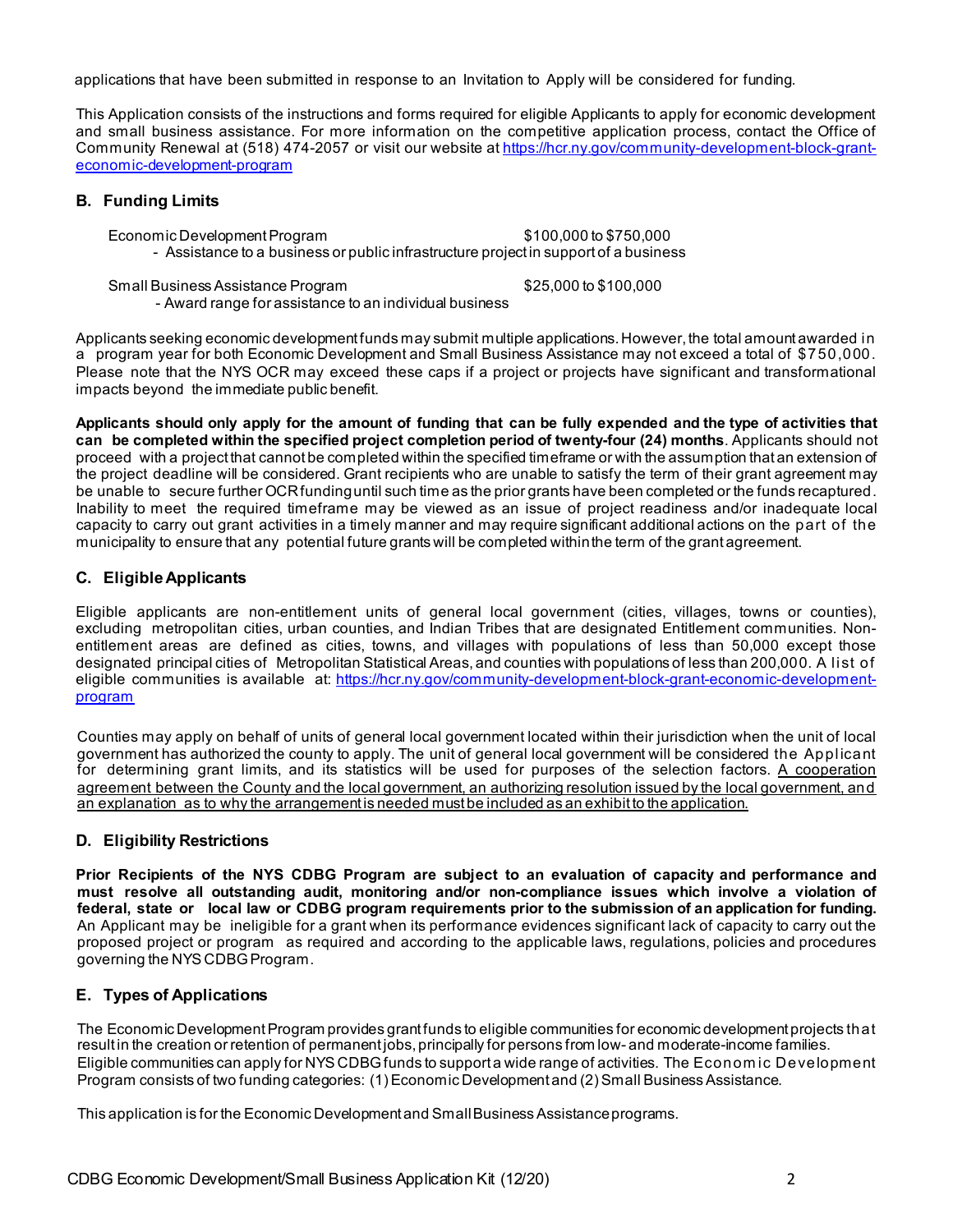applications that have been submitted in response to an Invitation to Apply will be considered for funding.

This Application consists of the instructions and forms required for eligible Applicants to apply for economic development and small business assistance. For more information on the competitive application process, contact the Office of Community Renewal at (518) 474-2057 or visit our website at [https://hcr.ny.gov/community-development-block-grant-economic-development-program](https://hcr.ny.gov/community-development-block-grant-economic-development-program)

### B. Funding Limits

Economic Development Program $100,000 to $750,000
- Assistance to a business or public infrastructure project in support of a business

Small Business Assistance Program $25,000 to $100,000
- Award range for assistance to an individual business

Applicants seeking economic development funds may submit multiple applications. However, the total amount awarded in a program year for both Economic Development and Small Business Assistance may not exceed a total of $750,000. Please note that the NYS OCR may exceed these caps if a project or projects have significant and transformational impacts beyond the immediate public benefit.

**Applicants should only apply for the amount of funding that can be fully expended and the type of activities that can be completed within the specified project completion period of twenty-four (24) months**. Applicants should not proceed with a project that cannot be completed within the specified timeframe or with the assumption that an extension of the project deadline will be considered. Grant recipients who are unable to satisfy the term of their grant agreement may be unable to secure further OCR funding until such time as the prior grants have been completed or the funds recaptured. Inability to meet the required timeframe may be viewed as an issue of project readiness and/or inadequate local capacity to carry out grant activities in a timely manner and may require significant additional actions on the part of the municipality to ensure that any potential future grants will be completed within the term of the grant agreement.

### C. Eligible Applicants

Eligible applicants are non-entitlement units of general local government (cities, villages, towns or counties), excluding metropolitan cities, urban counties, and Indian Tribes that are designated Entitlement communities. Non-entitlement areas are defined as cities, towns, and villages with populations of less than 50,000 except those designated principal cities of Metropolitan Statistical Areas, and counties with populations of less than 200,000. A list of eligible communities is available at: [https://hcr.ny.gov/community-development-block-grant-economic-development-program](https://hcr.ny.gov/community-development-block-grant-economic-development-program)

Counties may apply on behalf of units of general local government located within their jurisdiction when the unit of local government has authorized the county to apply. The unit of general local government will be considered the Applicant for determining grant limits, and its statistics will be used for purposes of the selection factors. <u>A cooperation agreement between the County and the local government, an authorizing resolution issued by the local government, and an explanation as to why the arrangement is needed must be included as an exhibit to the application.</u>

### D. Eligibility Restrictions

**Prior Recipients of the NYS CDBG Program are subject to an evaluation of capacity and performance and must resolve all outstanding audit, monitoring and/or non-compliance issues which involve a violation of federal, state or local law or CDBG program requirements prior to the submission of an application for funding.** An Applicant may be ineligible for a grant when its performance evidences significant lack of capacity to carry out the proposed project or program as required and according to the applicable laws, regulations, policies and procedures governing the NYS CDBG Program.

### E. Types of Applications

The Economic Development Program provides grant funds to eligible communities for economic development projects that result in the creation or retention of permanent jobs, principally for persons from low- and moderate-income families. Eligible communities can apply for NYS CDBG funds to support a wide range of activities. The Economic Development Program consists of two funding categories: (1) Economic Development and (2) Small Business Assistance.

This application is for the Economic Development and Small Business Assistance programs.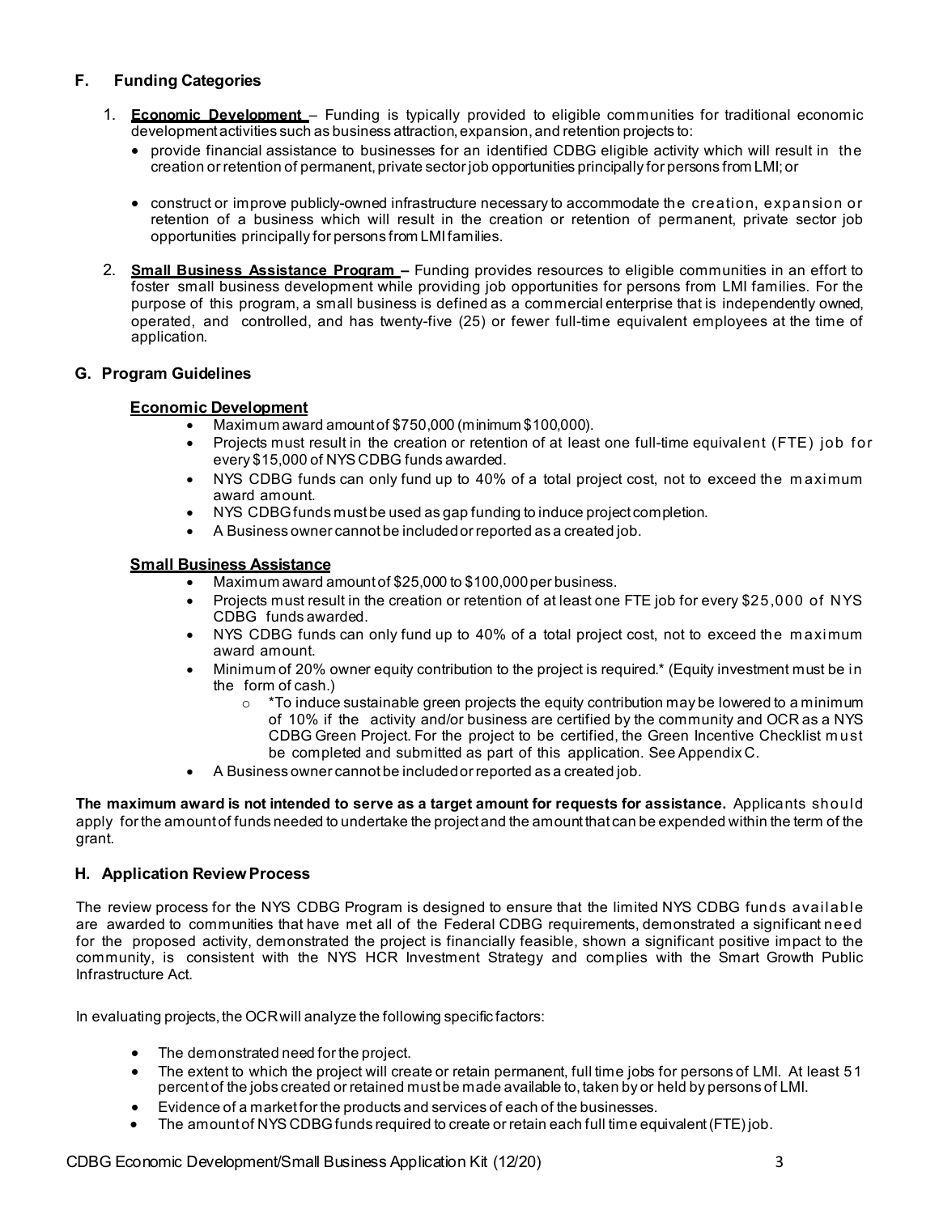## F. Funding Categories

1. **Economic Development** – Funding is typically provided to eligible communities for traditional economic development activities such as business attraction, expansion, and retention projects to:
   - provide financial assistance to businesses for an identified CDBG eligible activity which will result in the creation or retention of permanent, private sector job opportunities principally for persons from LMI; or
   - construct or improve publicly-owned infrastructure necessary to accommodate the creation, expansion or retention of a business which will result in the creation or retention of permanent, private sector job opportunities principally for persons from LMI families.

2. **Small Business Assistance Program** – Funding provides resources to eligible communities in an effort to foster small business development while providing job opportunities for persons from LMI families. For the purpose of this program, a small business is defined as a commercial enterprise that is independently owned, operated, and controlled, and has twenty-five (25) or fewer full-time equivalent employees at the time of application.

## G. Program Guidelines

### Economic Development

- Maximum award amount of $750,000 (minimum $100,000).
- Projects must result in the creation or retention of at least one full-time equivalent (FTE) job for every $15,000 of NYS CDBG funds awarded.
- NYS CDBG funds can only fund up to 40% of a total project cost, not to exceed the maximum award amount.
- NYS CDBG funds must be used as gap funding to induce project completion.
- A Business owner cannot be included or reported as a created job.

### Small Business Assistance

- Maximum award amount of $25,000 to $100,000 per business.
- Projects must result in the creation or retention of at least one FTE job for every $25,000 of NYS CDBG funds awarded.
- NYS CDBG funds can only fund up to 40% of a total project cost, not to exceed the maximum award amount.
- Minimum of 20% owner equity contribution to the project is required.* (Equity investment must be in the form of cash.)
  - *To induce sustainable green projects the equity contribution may be lowered to a minimum of 10% if the activity and/or business are certified by the community and OCR as a NYS CDBG Green Project. For the project to be certified, the Green Incentive Checklist must be completed and submitted as part of this application. See Appendix C.
- A Business owner cannot be included or reported as a created job.

**The maximum award is not intended to serve as a target amount for requests for assistance.** Applicants should apply for the amount of funds needed to undertake the project and the amount that can be expended within the term of the grant.

## H. Application Review Process

The review process for the NYS CDBG Program is designed to ensure that the limited NYS CDBG funds available are awarded to communities that have met all of the Federal CDBG requirements, demonstrated a significant need for the proposed activity, demonstrated the project is financially feasible, shown a significant positive impact to the community, is consistent with the NYS HCR Investment Strategy and complies with the Smart Growth Public Infrastructure Act.

In evaluating projects, the OCR will analyze the following specific factors:

- The demonstrated need for the project.
- The extent to which the project will create or retain permanent, full time jobs for persons of LMI. At least 51 percent of the jobs created or retained must be made available to, taken by or held by persons of LMI.
- Evidence of a market for the products and services of each of the businesses.
- The amount of NYS CDBG funds required to create or retain each full time equivalent (FTE) job.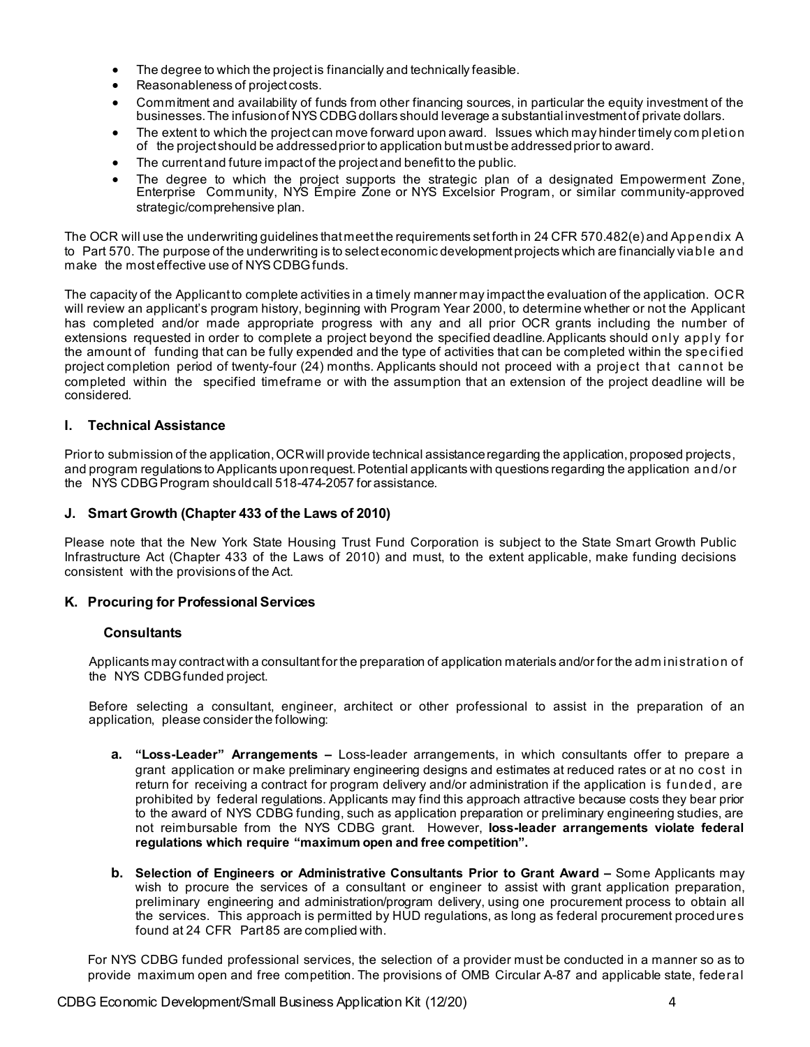- The degree to which the project is financially and technically feasible.
- Reasonableness of project costs.
- Commitment and availability of funds from other financing sources, in particular the equity investment of the businesses. The infusion of NYS CDBG dollars should leverage a substantial investment of private dollars.
- The extent to which the project can move forward upon award. Issues which may hinder timely completion of the project should be addressed prior to application but must be addressed prior to award.
- The current and future impact of the project and benefit to the public.
- The degree to which the project supports the strategic plan of a designated Empowerment Zone, Enterprise Community, NYS Empire Zone or NYS Excelsior Program, or similar community-approved strategic/comprehensive plan.

The OCR will use the underwriting guidelines that meet the requirements set forth in 24 CFR 570.482(e) and Appendix A to Part 570. The purpose of the underwriting is to select economic development projects which are financially viable and make the most effective use of NYS CDBG funds.

The capacity of the Applicant to complete activities in a timely manner may impact the evaluation of the application. OCR will review an applicant's program history, beginning with Program Year 2000, to determine whether or not the Applicant has completed and/or made appropriate progress with any and all prior OCR grants including the number of extensions requested in order to complete a project beyond the specified deadline. Applicants should only apply for the amount of funding that can be fully expended and the type of activities that can be completed within the specified project completion period of twenty-four (24) months. Applicants should not proceed with a project that cannot be completed within the specified timeframe or with the assumption that an extension of the project deadline will be considered.

## I. Technical Assistance

Prior to submission of the application, OCR will provide technical assistance regarding the application, proposed projects, and program regulations to Applicants upon request. Potential applicants with questions regarding the application and/or the NYS CDBG Program should call 518-474-2057 for assistance.

## J. Smart Growth (Chapter 433 of the Laws of 2010)

Please note that the New York State Housing Trust Fund Corporation is subject to the State Smart Growth Public Infrastructure Act (Chapter 433 of the Laws of 2010) and must, to the extent applicable, make funding decisions consistent with the provisions of the Act.

## K. Procuring for Professional Services

### Consultants

Applicants may contract with a consultant for the preparation of application materials and/or for the administration of the NYS CDBG funded project.

Before selecting a consultant, engineer, architect or other professional to assist in the preparation of an application, please consider the following:

**a. "Loss-Leader" Arrangements –** Loss-leader arrangements, in which consultants offer to prepare a grant application or make preliminary engineering designs and estimates at reduced rates or at no cost in return for receiving a contract for program delivery and/or administration if the application is funded, are prohibited by federal regulations. Applicants may find this approach attractive because costs they bear prior to the award of NYS CDBG funding, such as application preparation or preliminary engineering studies, are not reimbursable from the NYS CDBG grant. However, **loss-leader arrangements violate federal regulations which require "maximum open and free competition".**

**b. Selection of Engineers or Administrative Consultants Prior to Grant Award –** Some Applicants may wish to procure the services of a consultant or engineer to assist with grant application preparation, preliminary engineering and administration/program delivery, using one procurement process to obtain all the services. This approach is permitted by HUD regulations, as long as federal procurement procedures found at 24 CFR Part 85 are complied with.

For NYS CDBG funded professional services, the selection of a provider must be conducted in a manner so as to provide maximum open and free competition. The provisions of OMB Circular A-87 and applicable state, federal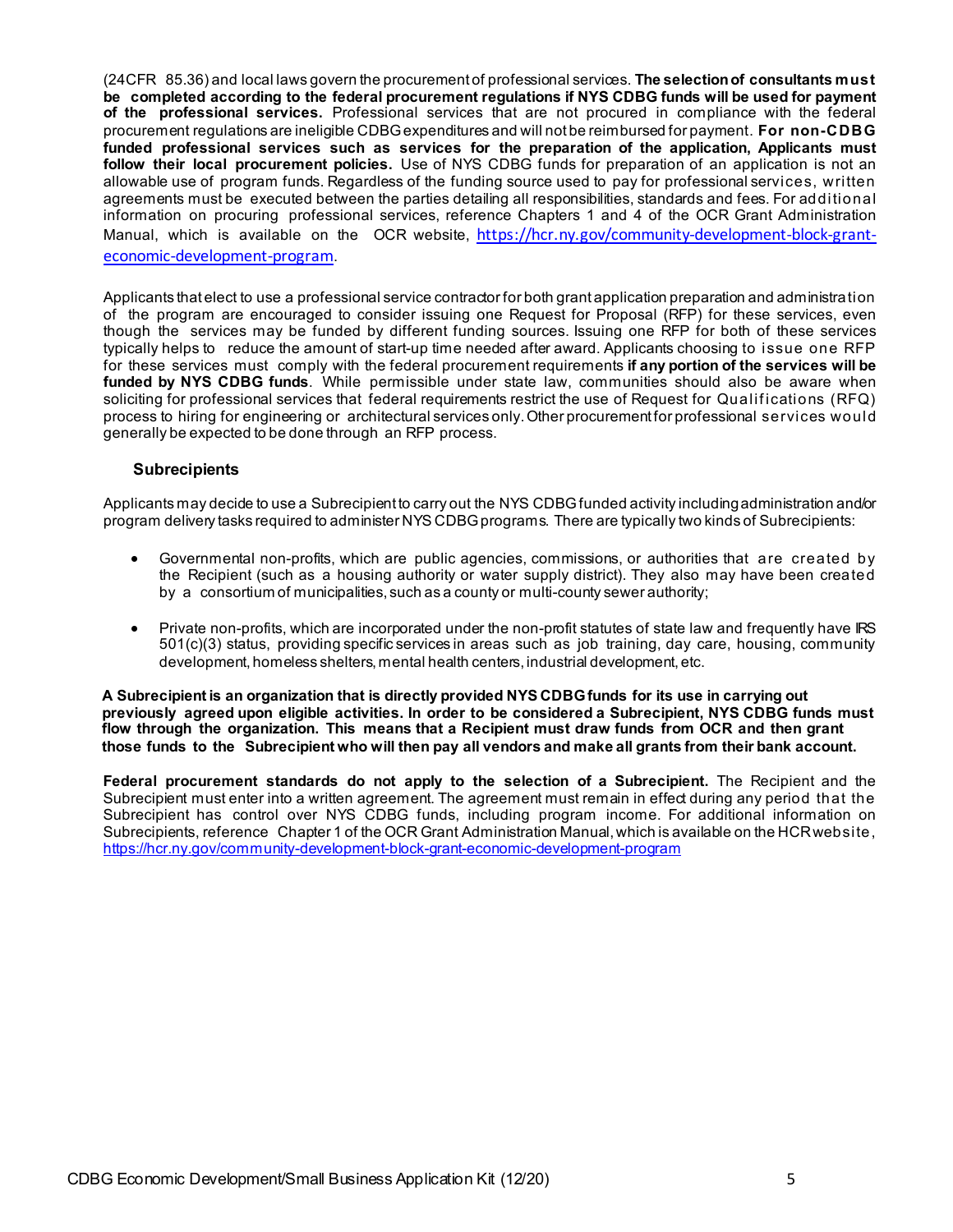(24CFR 85.36) and local laws govern the procurement of professional services. **The selection of consultants must be completed according to the federal procurement regulations if NYS CDBG funds will be used for payment of the professional services.** Professional services that are not procured in compliance with the federal procurement regulations are ineligible CDBG expenditures and will not be reimbursed for payment. **For non-CDBG funded professional services such as services for the preparation of the application, Applicants must follow their local procurement policies.** Use of NYS CDBG funds for preparation of an application is not an allowable use of program funds. Regardless of the funding source used to pay for professional services, written agreements must be executed between the parties detailing all responsibilities, standards and fees. For additional information on procuring professional services, reference Chapters 1 and 4 of the OCR Grant Administration Manual, which is available on the OCR website, https://hcr.ny.gov/community-development-block-grant-economic-development-program.

Applicants that elect to use a professional service contractor for both grant application preparation and administration of the program are encouraged to consider issuing one Request for Proposal (RFP) for these services, even though the services may be funded by different funding sources. Issuing one RFP for both of these services typically helps to reduce the amount of start-up time needed after award. Applicants choosing to issue one RFP for these services must comply with the federal procurement requirements **if any portion of the services will be funded by NYS CDBG funds**. While permissible under state law, communities should also be aware when soliciting for professional services that federal requirements restrict the use of Request for Qualifications (RFQ) process to hiring for engineering or architectural services only. Other procurement for professional services would generally be expected to be done through an RFP process.

### Subrecipients

Applicants may decide to use a Subrecipient to carry out the NYS CDBG funded activity including administration and/or program delivery tasks required to administer NYS CDBG programs. There are typically two kinds of Subrecipients:

- Governmental non-profits, which are public agencies, commissions, or authorities that are created by the Recipient (such as a housing authority or water supply district). They also may have been created by a consortium of municipalities, such as a county or multi-county sewer authority;
- Private non-profits, which are incorporated under the non-profit statutes of state law and frequently have IRS 501(c)(3) status, providing specific services in areas such as job training, day care, housing, community development, homeless shelters, mental health centers, industrial development, etc.

**A Subrecipient is an organization that is directly provided NYS CDBG funds for its use in carrying out previously agreed upon eligible activities. In order to be considered a Subrecipient, NYS CDBG funds must flow through the organization. This means that a Recipient must draw funds from OCR and then grant those funds to the Subrecipient who will then pay all vendors and make all grants from their bank account.**

**Federal procurement standards do not apply to the selection of a Subrecipient.** The Recipient and the Subrecipient must enter into a written agreement. The agreement must remain in effect during any period that the Subrecipient has control over NYS CDBG funds, including program income. For additional information on Subrecipients, reference Chapter 1 of the OCR Grant Administration Manual, which is available on the HCR website, https://hcr.ny.gov/community-development-block-grant-economic-development-program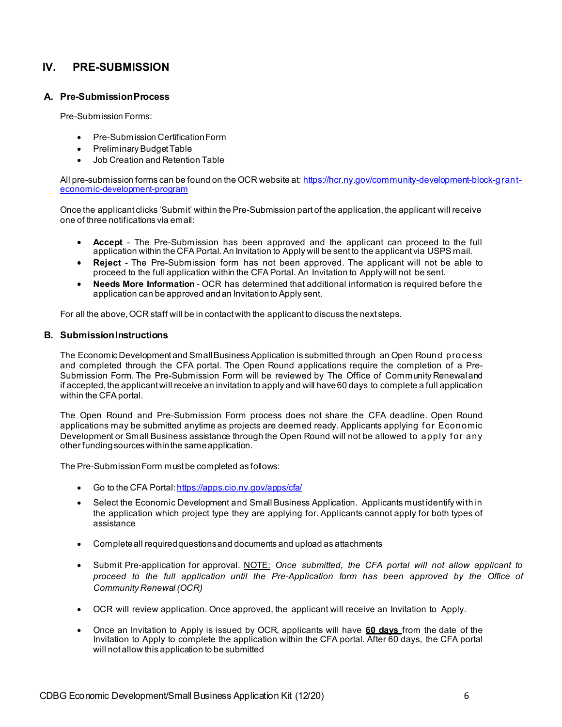## IV. PRE-SUBMISSION

### A. Pre-Submission Process

Pre-Submission Forms:

- Pre-Submission Certification Form
- Preliminary Budget Table
- Job Creation and Retention Table

All pre-submission forms can be found on the OCR website at: https://hcr.ny.gov/community-development-block-grant-economic-development-program

Once the applicant clicks 'Submit' within the Pre-Submission part of the application, the applicant will receive one of three notifications via email:

- **Accept** - The Pre-Submission has been approved and the applicant can proceed to the full application within the CFA Portal. An Invitation to Apply will be sent to the applicant via USPS mail.
- **Reject -** The Pre-Submission form has not been approved. The applicant will not be able to proceed to the full application within the CFA Portal. An Invitation to Apply will not be sent.
- **Needs More Information** - OCR has determined that additional information is required before the application can be approved and an Invitation to Apply sent.

For all the above, OCR staff will be in contact with the applicant to discuss the next steps.

### B. Submission Instructions

The Economic Development and Small Business Application is submitted through an Open Round process and completed through the CFA portal. The Open Round applications require the completion of a Pre-Submission Form. The Pre-Submission Form will be reviewed by The Office of Community Renewal and if accepted, the applicant will receive an invitation to apply and will have 60 days to complete a full application within the CFA portal.

The Open Round and Pre-Submission Form process does not share the CFA deadline. Open Round applications may be submitted anytime as projects are deemed ready. Applicants applying for Economic Development or Small Business assistance through the Open Round will not be allowed to apply for any other funding sources within the same application.

The Pre-Submission Form must be completed as follows:

- Go to the CFA Portal: https://apps.cio.ny.gov/apps/cfa/
- Select the Economic Development and Small Business Application. Applicants must identify within the application which project type they are applying for. Applicants cannot apply for both types of assistance
- Complete all required questions and documents and upload as attachments
- Submit Pre-application for approval. NOTE: *Once submitted, the CFA portal will not allow applicant to proceed to the full application until the Pre-Application form has been approved by the Office of Community Renewal (OCR)*
- OCR will review application. Once approved, the applicant will receive an Invitation to Apply.
- Once an Invitation to Apply is issued by OCR, applicants will have **60 days** from the date of the Invitation to Apply to complete the application within the CFA portal. After 60 days, the CFA portal will not allow this application to be submitted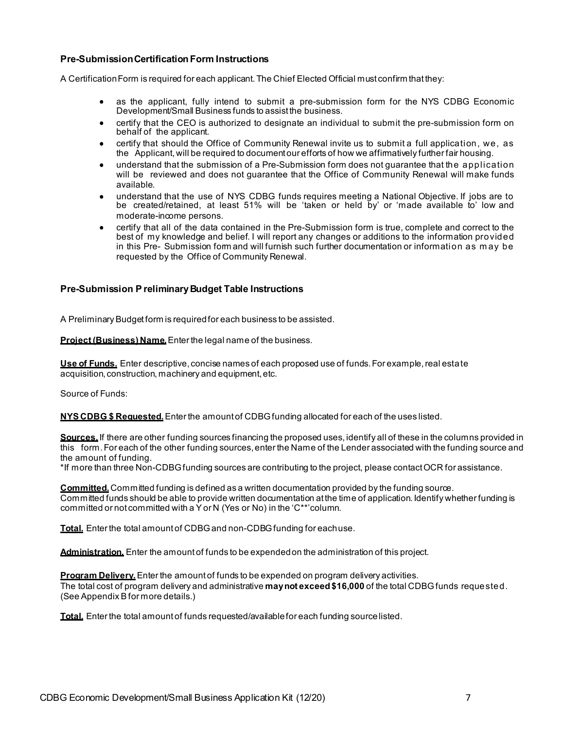### Pre-Submission Certification Form Instructions

A Certification Form is required for each applicant. The Chief Elected Official must confirm that they:

- as the applicant, fully intend to submit a pre-submission form for the NYS CDBG Economic Development/Small Business funds to assist the business.
- certify that the CEO is authorized to designate an individual to submit the pre-submission form on behalf of the applicant.
- certify that should the Office of Community Renewal invite us to submit a full application, we, as the Applicant, will be required to document our efforts of how we affirmatively further fair housing.
- understand that the submission of a Pre-Submission form does not guarantee that the application will be reviewed and does not guarantee that the Office of Community Renewal will make funds available.
- understand that the use of NYS CDBG funds requires meeting a National Objective. If jobs are to be created/retained, at least 51% will be 'taken or held by' or 'made available to' low and moderate-income persons.
- certify that all of the data contained in the Pre-Submission form is true, complete and correct to the best of my knowledge and belief. I will report any changes or additions to the information provided in this Pre- Submission form and will furnish such further documentation or information as may be requested by the Office of Community Renewal.

### Pre-Submission Preliminary Budget Table Instructions

A Preliminary Budget form is required for each business to be assisted.

**Project (Business) Name.** Enter the legal name of the business.

**Use of Funds.** Enter descriptive, concise names of each proposed use of funds. For example, real estate acquisition, construction, machinery and equipment, etc.

Source of Funds:

**NYS CDBG $ Requested.** Enter the amount of CDBG funding allocated for each of the uses listed.

**Sources.** If there are other funding sources financing the proposed uses, identify all of these in the columns provided in this form. For each of the other funding sources, enter the Name of the Lender associated with the funding source and the amount of funding.
*If more than three Non-CDBG funding sources are contributing to the project, please contact OCR for assistance.

**Committed.** Committed funding is defined as a written documentation provided by the funding source. Committed funds should be able to provide written documentation at the time of application. Identify whether funding is committed or not committed with a Y or N (Yes or No) in the 'C**' column.

**Total.** Enter the total amount of CDBG and non-CDBG funding for each use.

**Administration.** Enter the amount of funds to be expended on the administration of this project.

**Program Delivery.** Enter the amount of funds to be expended on program delivery activities.
The total cost of program delivery and administrative **may not exceed $16,000** of the total CDBG funds requested. (See Appendix B for more details.)

**Total.** Enter the total amount of funds requested/available for each funding source listed.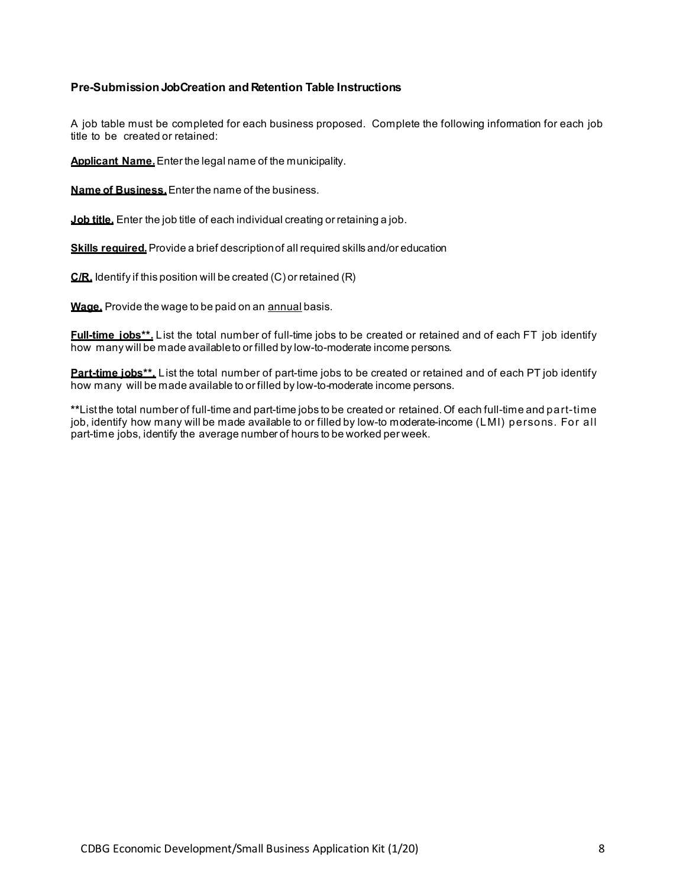### Pre-Submission JobCreation and Retention Table Instructions

A job table must be completed for each business proposed. Complete the following information for each job title to be created or retained:

**Applicant Name.** Enter the legal name of the municipality.

**Name of Business.** Enter the name of the business.

**Job title.** Enter the job title of each individual creating or retaining a job.

**Skills required.** Provide a brief description of all required skills and/or education

**C/R.** Identify if this position will be created (C) or retained (R)

**Wage.** Provide the wage to be paid on an annual basis.

**Full-time jobs**\*\*.** List the total number of full-time jobs to be created or retained and of each FT job identify how many will be made available to or filled by low-to-moderate income persons.

**Part-time jobs**\*\*.** List the total number of part-time jobs to be created or retained and of each PT job identify how many will be made available to or filled by low-to-moderate income persons.

**\*\***List the total number of full-time and part-time jobs to be created or retained. Of each full-time and part-time job, identify how many will be made available to or filled by low-to moderate-income (LMI) persons. For all part-time jobs, identify the average number of hours to be worked per week.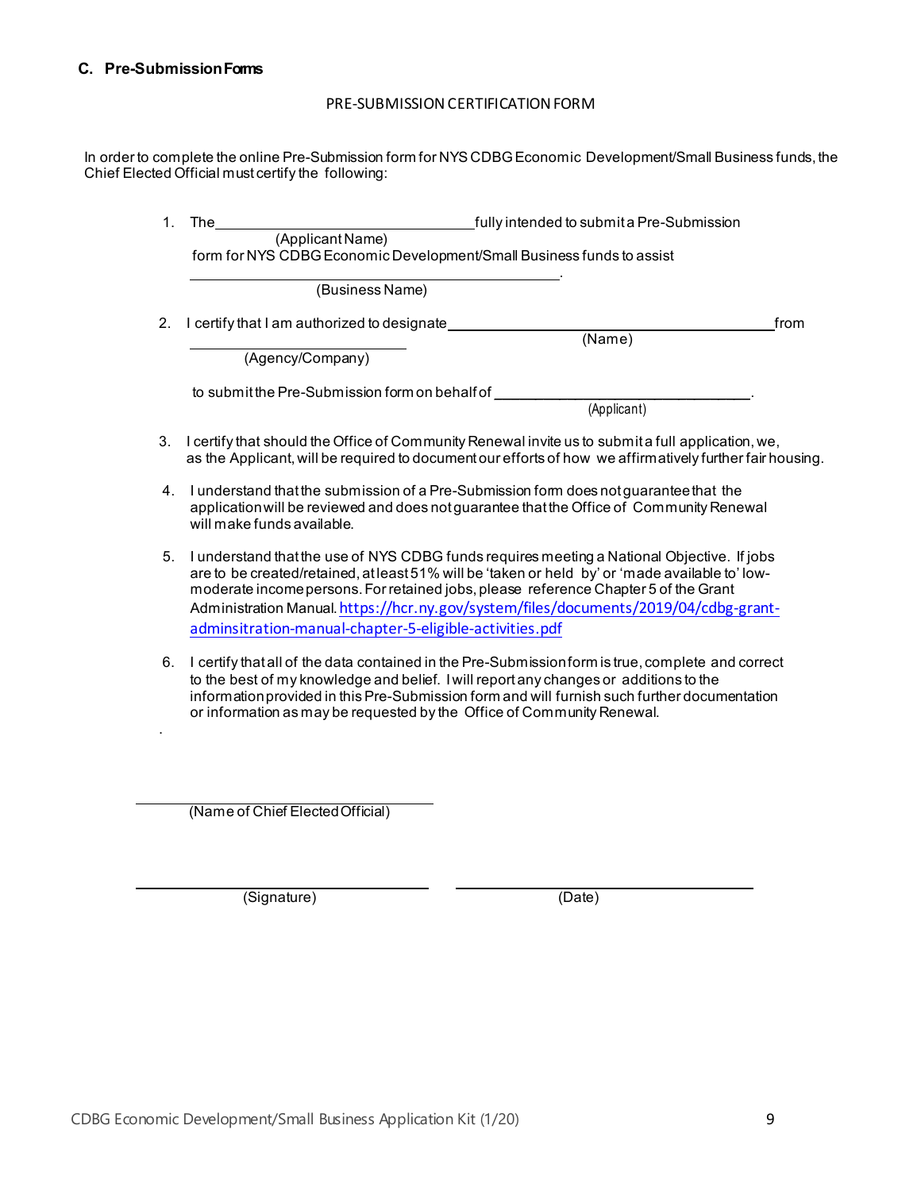### C. Pre-Submission Forms

PRE-SUBMISSION CERTIFICATION FORM

In order to complete the online Pre-Submission form for NYS CDBG Economic Development/Small Business funds, the Chief Elected Official must certify the following:

1. The ________________________________ fully intended to submit a Pre-Submission
   (Applicant Name)
   form for NYS CDBG Economic Development/Small Business funds to assist
   ________________________________________________.
   (Business Name)

2. I certify that I am authorized to designate ________________________________________ from
   (Name)
   ________________________
   (Agency/Company)

   to submit the Pre-Submission form on behalf of ________________________________.
   (Applicant)

3. I certify that should the Office of Community Renewal invite us to submit a full application, we, as the Applicant, will be required to document our efforts of how we affirmatively further fair housing.

4. I understand that the submission of a Pre-Submission form does not guarantee that the application will be reviewed and does not guarantee that the Office of Community Renewal will make funds available.

5. I understand that the use of NYS CDBG funds requires meeting a National Objective. If jobs are to be created/retained, at least 51% will be 'taken or held by' or 'made available to' low-moderate income persons. For retained jobs, please reference Chapter 5 of the Grant Administration Manual. https://hcr.ny.gov/system/files/documents/2019/04/cdbg-grant-adminsitration-manual-chapter-5-eligible-activities.pdf

6. I certify that all of the data contained in the Pre-Submission form is true, complete and correct to the best of my knowledge and belief. I will report any changes or additions to the information provided in this Pre-Submission form and will furnish such further documentation or information as may be requested by the Office of Community Renewal.

________________________________
(Name of Chief Elected Official)

________________________________ ________________________________
(Signature) (Date)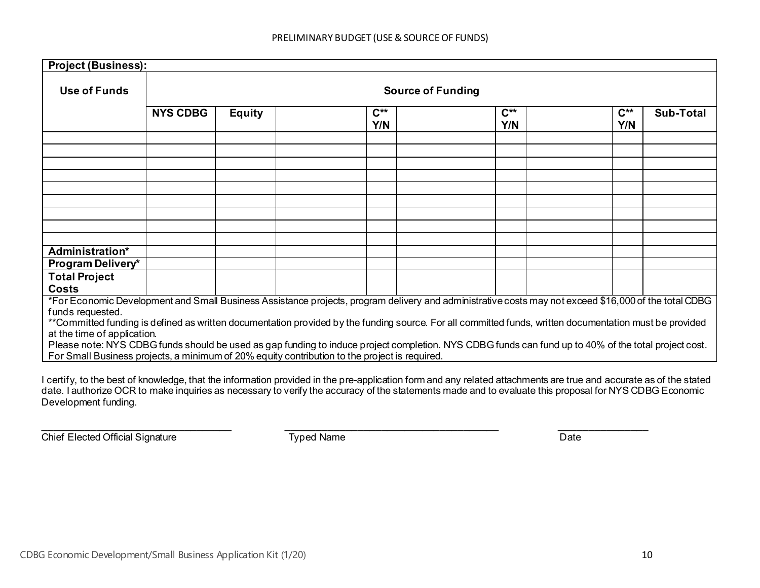PRELIMINARY BUDGET (USE & SOURCE OF FUNDS)

| Project (Business): | | | | | | | | | |
|---|---|---|---|---|---|---|---|---|---|
| **Use of Funds** | **Source of Funding** | | | | | | | | |
| | **NYS CDBG** | **Equity** | | **C** Y/N** | | **C** Y/N** | | **C** Y/N** | **Sub-Total** |
| | | | | | | | | | |
| | | | | | | | | | |
| | | | | | | | | | |
| | | | | | | | | | |
| | | | | | | | | | |
| | | | | | | | | | |
| | | | | | | | | | |
| | | | | | | | | | |
| | | | | | | | | | |
| **Administration*** | | | | | | | | | |
| **Program Delivery*** | | | | | | | | | |
| **Total Project Costs** | | | | | | | | | |

*For Economic Development and Small Business Assistance projects, program delivery and administrative costs may not exceed $16,000 of the total CDBG funds requested.

**Committed funding is defined as written documentation provided by the funding source. For all committed funds, written documentation must be provided at the time of application.

Please note: NYS CDBG funds should be used as gap funding to induce project completion. NYS CDBG funds can fund up to 40% of the total project cost. For Small Business projects, a minimum of 20% equity contribution to the project is required.

I certify, to the best of knowledge, that the information provided in the pre-application form and any related attachments are true and accurate as of the stated date. I authorize OCR to make inquiries as necessary to verify the accuracy of the statements made and to evaluate this proposal for NYS CDBG Economic Development funding.

\_\_\_\_\_\_\_\_\_\_\_\_\_\_\_\_\_\_\_\_\_\_\_\_\_\_\_\_\_\_\_\_\_\_\_ Chief Elected Official Signature

\_\_\_\_\_\_\_\_\_\_\_\_\_\_\_\_\_\_\_\_\_\_\_\_\_\_\_\_\_\_\_\_\_\_\_\_\_\_\_ Typed Name

\_\_\_\_\_\_\_\_\_\_\_\_\_\_\_\_ Date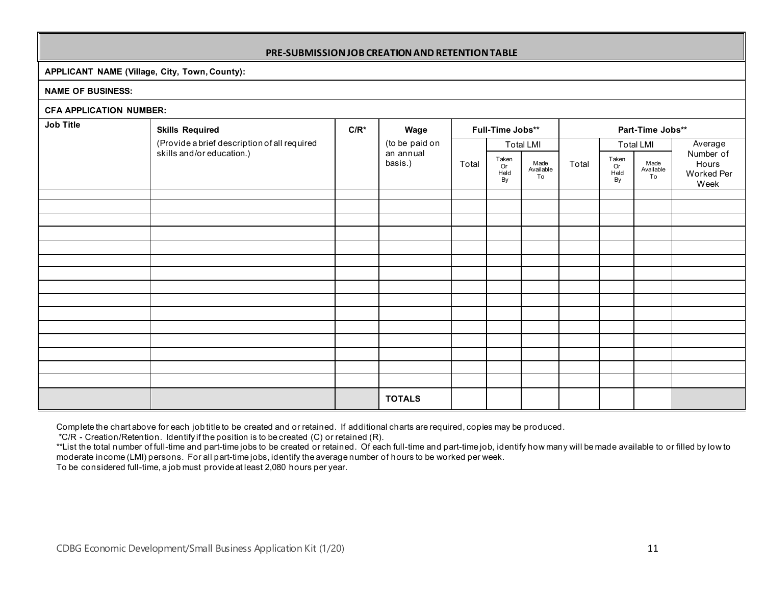## PRE-SUBMISSION JOB CREATION AND RETENTION TABLE

**APPLICANT NAME (Village, City, Town, County):**

**NAME OF BUSINESS:**

**CFA APPLICATION NUMBER:**

| Job Title | Skills Required (Provide a brief description of all required skills and/or education.) | C/R* | Wage (to be paid on an annual basis.) | Full-Time Jobs** | | | Part-Time Jobs** | | | |
|---|---|---|---|---|---|---|---|---|---|---|
| | | | | | Total LMI | | | Total LMI | | |
| | | | | Total | Taken Or Held By | Made Available To | Total | Taken Or Held By | Made Available To | Average Number of Hours Worked Per Week |
| | | | | | | | | | | |
| | | | | | | | | | | |
| | | | | | | | | | | |
| | | | | | | | | | | |
| | | | | | | | | | | |
| | | | | | | | | | | |
| | | | | | | | | | | |
| | | | | | | | | | | |
| | | | | | | | | | | |
| | | | | | | | | | | |
| | | | | | | | | | | |
| | | | | | | | | | | |
| | | | | | | | | | | |
| | | | | | | | | | | |
| | | | | | | | | | | |
| | | | **TOTALS** | | | | | | | |

Complete the chart above for each job title to be created and or retained. If additional charts are required, copies may be produced.

*C/R - Creation/Retention. Identify if the position is to be created (C) or retained (R).

**List the total number of full-time and part-time jobs to be created or retained. Of each full-time and part-time job, identify how many will be made available to or filled by low to moderate income (LMI) persons. For all part-time jobs, identify the average number of hours to be worked per week.

To be considered full-time, a job must provide at least 2,080 hours per year.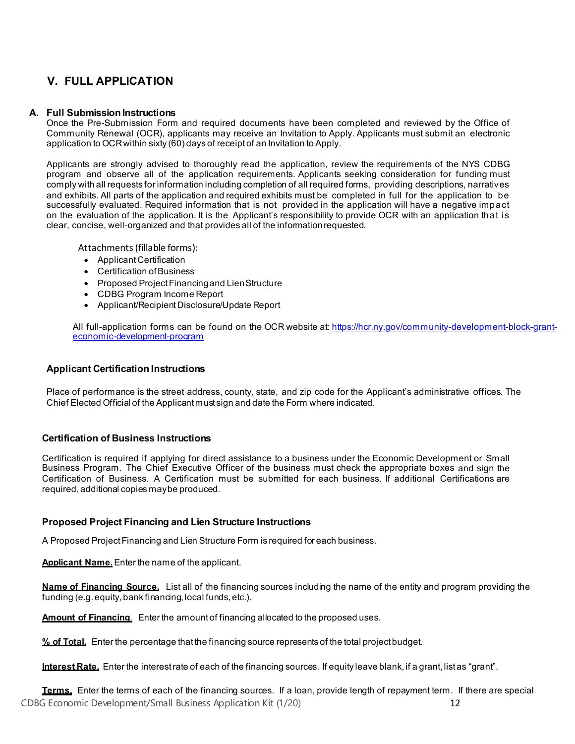## V. FULL APPLICATION

### A. Full Submission Instructions

Once the Pre-Submission Form and required documents have been completed and reviewed by the Office of Community Renewal (OCR), applicants may receive an Invitation to Apply. Applicants must submit an electronic application to OCR within sixty (60) days of receipt of an Invitation to Apply.

Applicants are strongly advised to thoroughly read the application, review the requirements of the NYS CDBG program and observe all of the application requirements. Applicants seeking consideration for funding must comply with all requests for information including completion of all required forms, providing descriptions, narratives and exhibits. All parts of the application and required exhibits must be completed in full for the application to be successfully evaluated. Required information that is not provided in the application will have a negative impact on the evaluation of the application. It is the Applicant's responsibility to provide OCR with an application that is clear, concise, well-organized and that provides all of the information requested.

Attachments (fillable forms):

- Applicant Certification
- Certification of Business
- Proposed Project Financing and Lien Structure
- CDBG Program Income Report
- Applicant/Recipient Disclosure/Update Report

All full-application forms can be found on the OCR website at: [https://hcr.ny.gov/community-development-block-grant-economic-development-program](https://hcr.ny.gov/community-development-block-grant-economic-development-program)

#### Applicant Certification Instructions

Place of performance is the street address, county, state, and zip code for the Applicant's administrative offices. The Chief Elected Official of the Applicant must sign and date the Form where indicated.

#### Certification of Business Instructions

Certification is required if applying for direct assistance to a business under the Economic Development or Small Business Program. The Chief Executive Officer of the business must check the appropriate boxes and sign the Certification of Business. A Certification must be submitted for each business. If additional Certifications are required, additional copies may be produced.

#### Proposed Project Financing and Lien Structure Instructions

A Proposed Project Financing and Lien Structure Form is required for each business.

**Applicant Name.** Enter the name of the applicant.

**Name of Financing Source.** List all of the financing sources including the name of the entity and program providing the funding (e.g. equity, bank financing, local funds, etc.).

**Amount of Financing.** Enter the amount of financing allocated to the proposed uses.

**% of Total.** Enter the percentage that the financing source represents of the total project budget.

**Interest Rate.** Enter the interest rate of each of the financing sources. If equity leave blank, if a grant, list as "grant".

**Terms.** Enter the terms of each of the financing sources. If a loan, provide length of repayment term. If there are special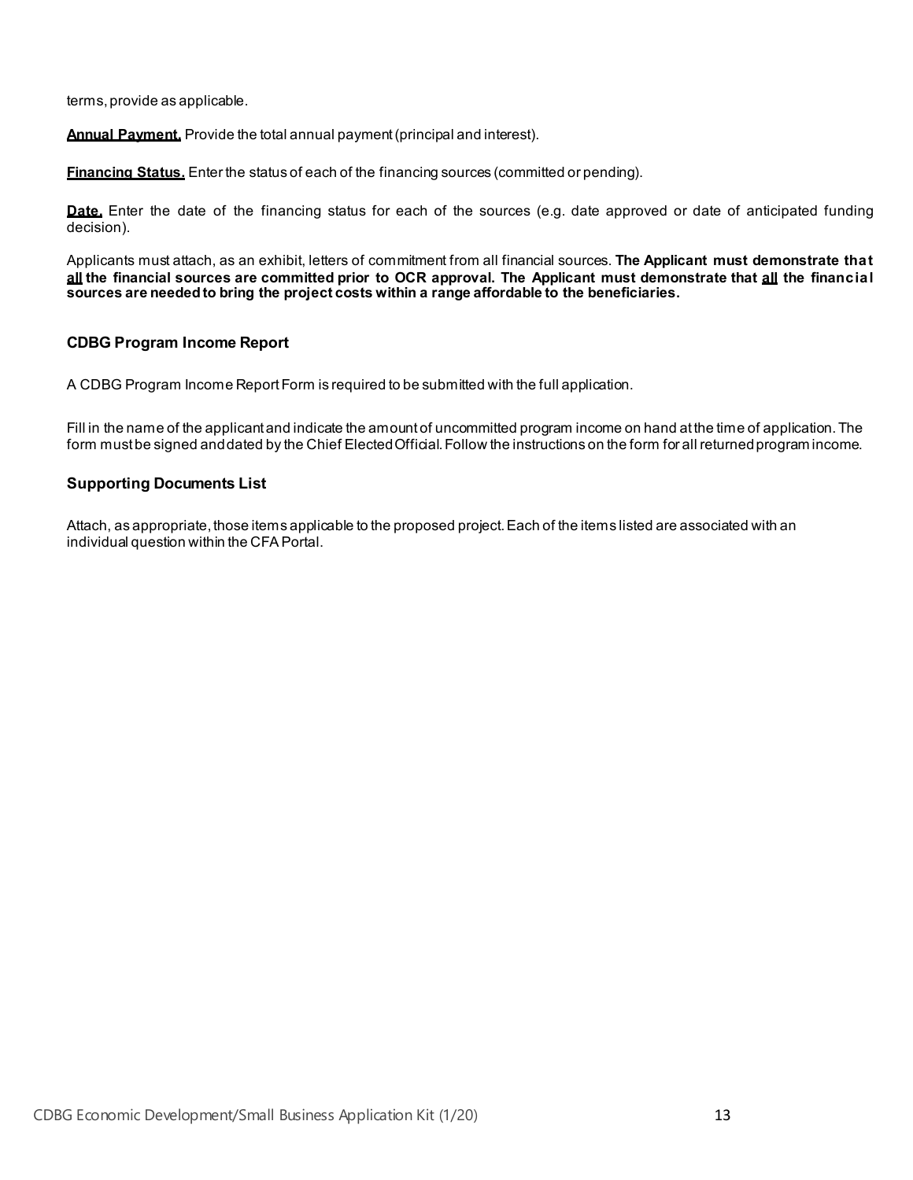terms, provide as applicable.

**Annual Payment.** Provide the total annual payment (principal and interest).

**Financing Status.** Enter the status of each of the financing sources (committed or pending).

**Date.** Enter the date of the financing status for each of the sources (e.g. date approved or date of anticipated funding decision).

Applicants must attach, as an exhibit, letters of commitment from all financial sources. **The Applicant must demonstrate that all the financial sources are committed prior to OCR approval. The Applicant must demonstrate that all the financial sources are needed to bring the project costs within a range affordable to the beneficiaries.**

### CDBG Program Income Report

A CDBG Program Income Report Form is required to be submitted with the full application.

Fill in the name of the applicant and indicate the amount of uncommitted program income on hand at the time of application. The form must be signed and dated by the Chief Elected Official. Follow the instructions on the form for all returned program income.

### Supporting Documents List

Attach, as appropriate, those items applicable to the proposed project. Each of the items listed are associated with an individual question within the CFA Portal.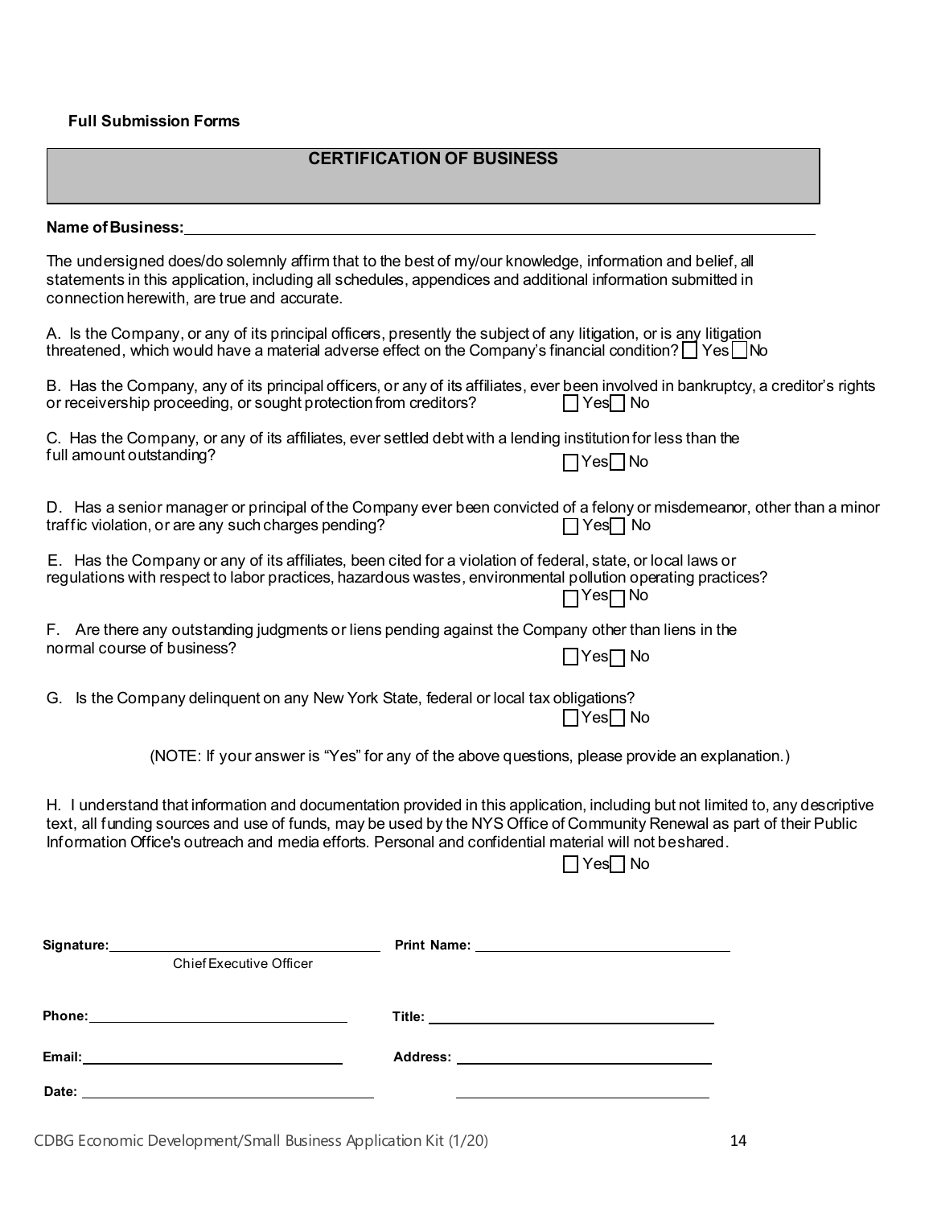**Full Submission Forms**

## CERTIFICATION OF BUSINESS

**Name of Business:** ______________________________________________

The undersigned does/do solemnly affirm that to the best of my/our knowledge, information and belief, all statements in this application, including all schedules, appendices and additional information submitted in connection herewith, are true and accurate.

A. Is the Company, or any of its principal officers, presently the subject of any litigation, or is any litigation threatened, which would have a material adverse effect on the Company's financial condition? ☐ Yes ☐ No

B. Has the Company, any of its principal officers, or any of its affiliates, ever been involved in bankruptcy, a creditor's rights or receivership proceeding, or sought protection from creditors? ☐ Yes ☐ No

C. Has the Company, or any of its affiliates, ever settled debt with a lending institution for less than the full amount outstanding? ☐ Yes ☐ No

D. Has a senior manager or principal of the Company ever been convicted of a felony or misdemeanor, other than a minor traffic violation, or are any such charges pending? ☐ Yes ☐ No

E. Has the Company or any of its affiliates, been cited for a violation of federal, state, or local laws or regulations with respect to labor practices, hazardous wastes, environmental pollution operating practices? ☐ Yes ☐ No

F. Are there any outstanding judgments or liens pending against the Company other than liens in the normal course of business? ☐ Yes ☐ No

G. Is the Company delinquent on any New York State, federal or local tax obligations? ☐ Yes ☐ No

(NOTE: If your answer is "Yes" for any of the above questions, please provide an explanation.)

H. I understand that information and documentation provided in this application, including but not limited to, any descriptive text, all funding sources and use of funds, may be used by the NYS Office of Community Renewal as part of their Public Information Office's outreach and media efforts. Personal and confidential material will not be shared. ☐ Yes ☐ No

**Signature:** ______________________________ **Print Name:** ______________________________
Chief Executive Officer

**Phone:** ______________________________ **Title:** ______________________________

**Email:** ______________________________ **Address:** ______________________________

**Date:** ______________________________ ______________________________

CDBG Economic Development/Small Business Application Kit (1/20)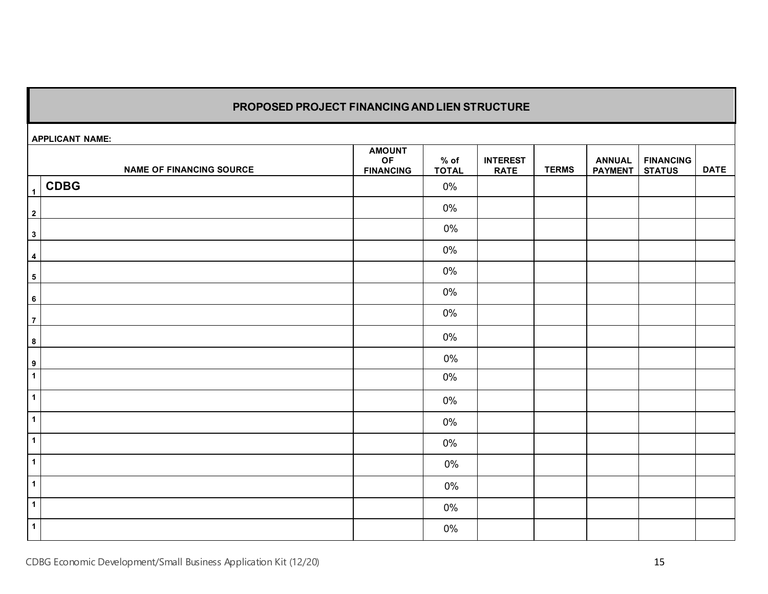## PROPOSED PROJECT FINANCING AND LIEN STRUCTURE

**APPLICANT NAME:**

| | NAME OF FINANCING SOURCE | AMOUNT OF FINANCING | % of TOTAL | INTEREST RATE | TERMS | ANNUAL PAYMENT | FINANCING STATUS | DATE |
|---|---|---|---|---|---|---|---|---|
| 1 | **CDBG** | | 0% | | | | | |
| 2 | | | 0% | | | | | |
| 3 | | | 0% | | | | | |
| 4 | | | 0% | | | | | |
| 5 | | | 0% | | | | | |
| 6 | | | 0% | | | | | |
| 7 | | | 0% | | | | | |
| 8 | | | 0% | | | | | |
| 9 | | | 0% | | | | | |
| 1 | | | 0% | | | | | |
| 1 | | | 0% | | | | | |
| 1 | | | 0% | | | | | |
| 1 | | | 0% | | | | | |
| 1 | | | 0% | | | | | |
| 1 | | | 0% | | | | | |
| 1 | | | 0% | | | | | |
| 1 | | | 0% | | | | | |

CDBG Economic Development/Small Business Application Kit (12/20)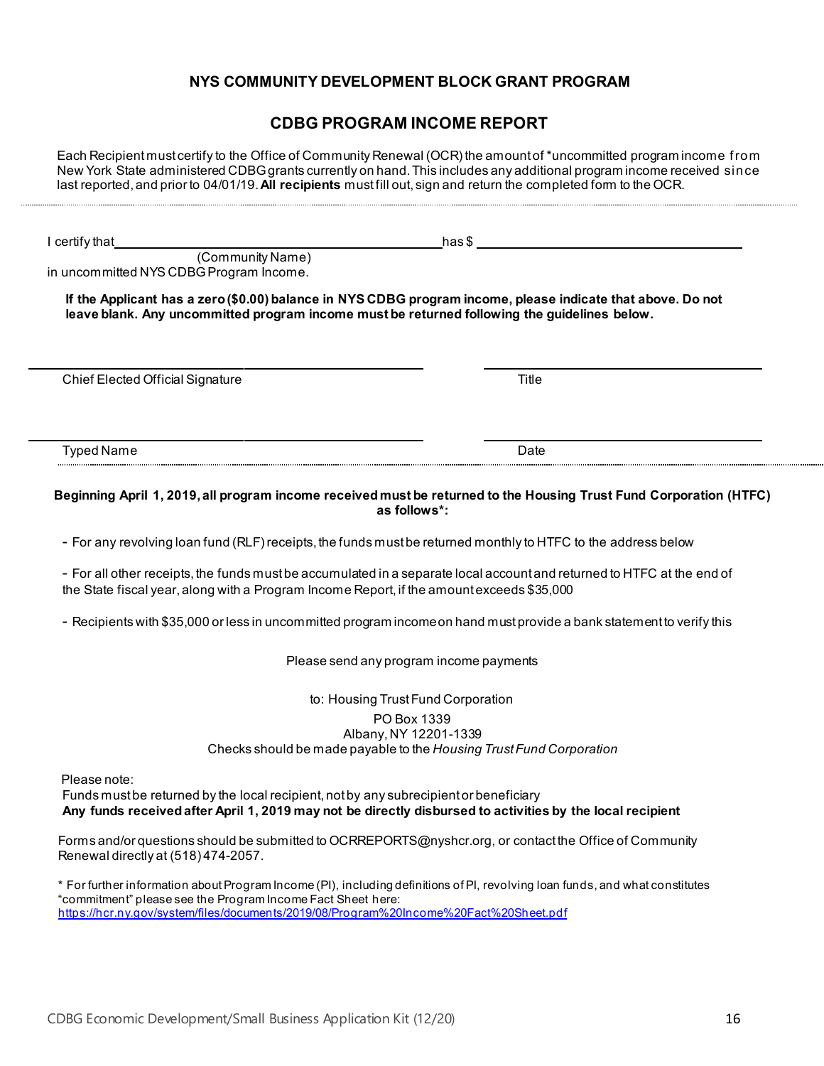## NYS COMMUNITY DEVELOPMENT BLOCK GRANT PROGRAM

## CDBG PROGRAM INCOME REPORT

Each Recipient must certify to the Office of Community Renewal (OCR) the amount of *uncommitted program income from New York State administered CDBG grants currently on hand. This includes any additional program income received since last reported, and prior to 04/01/19. **All recipients** must fill out, sign and return the completed form to the OCR.

---

I certify that ______________________________ has $ ______________________________
(Community Name)
in uncommitted NYS CDBG Program Income.

**If the Applicant has a zero ($0.00) balance in NYS CDBG program income, please indicate that above. Do not leave blank. Any uncommitted program income must be returned following the guidelines below.**

______________________________ ______________________________
Chief Elected Official Signature Title

______________________________ ______________________________
Typed Name Date

---

**Beginning April 1, 2019, all program income received must be returned to the Housing Trust Fund Corporation (HTFC) as follows*:**

- For any revolving loan fund (RLF) receipts, the funds must be returned monthly to HTFC to the address below
- For all other receipts, the funds must be accumulated in a separate local account and returned to HTFC at the end of the State fiscal year, along with a Program Income Report, if the amount exceeds $35,000
- Recipients with $35,000 or less in uncommitted program income on hand must provide a bank statement to verify this

Please send any program income payments

to: Housing Trust Fund Corporation
PO Box 1339
Albany, NY 12201-1339
Checks should be made payable to the *Housing Trust Fund Corporation*

Please note:
Funds must be returned by the local recipient, not by any subrecipient or beneficiary
**Any funds received after April 1, 2019 may not be directly disbursed to activities by the local recipient**

Forms and/or questions should be submitted to OCRREPORTS@nyshcr.org, or contact the Office of Community Renewal directly at (518) 474-2057.

* For further information about Program Income (PI), including definitions of PI, revolving loan funds, and what constitutes "commitment" please see the Program Income Fact Sheet here:
https://hcr.ny.gov/system/files/documents/2019/08/Program%20Income%20Fact%20Sheet.pdf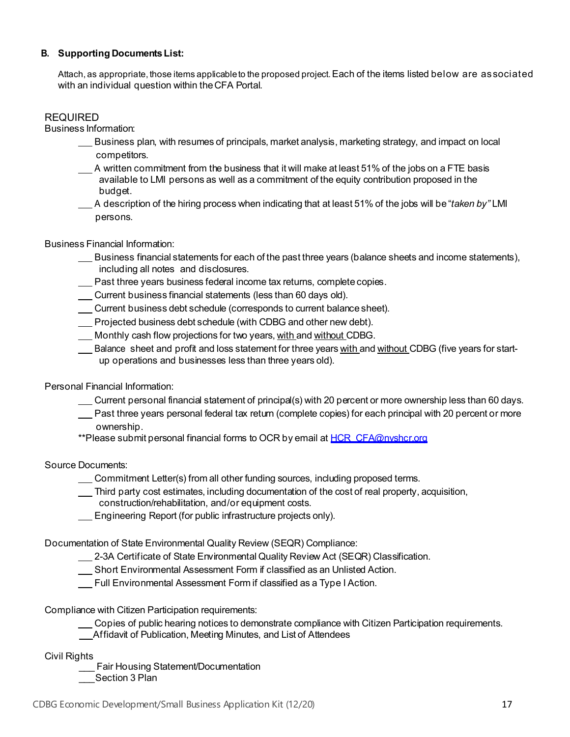**B. Supporting Documents List:**

Attach, as appropriate, those items applicable to the proposed project. Each of the items listed below are associated with an individual question within the CFA Portal.

REQUIRED

Business Information:

- ___ Business plan, with resumes of principals, market analysis, marketing strategy, and impact on local competitors.
- ___ A written commitment from the business that it will make at least 51% of the jobs on a FTE basis available to LMI persons as well as a commitment of the equity contribution proposed in the budget.
- ___ A description of the hiring process when indicating that at least 51% of the jobs will be "*taken by"* LMI persons.

Business Financial Information:

- ___ Business financial statements for each of the past three years (balance sheets and income statements), including all notes and disclosures.
- ___ Past three years business federal income tax returns, complete copies.
- ___ Current business financial statements (less than 60 days old).
- ___ Current business debt schedule (corresponds to current balance sheet).
- ___ Projected business debt schedule (with CDBG and other new debt).
- ___ Monthly cash flow projections for two years, <u>with</u> and <u>without</u> CDBG.
- ___ Balance sheet and profit and loss statement for three years <u>with</u> and <u>without</u> CDBG (five years for start-up operations and businesses less than three years old).

Personal Financial Information:

- ___ Current personal financial statement of principal(s) with 20 percent or more ownership less than 60 days.
- ___ Past three years personal federal tax return (complete copies) for each principal with 20 percent or more ownership.

**Please submit personal financial forms to OCR by email at HCR_CFA@nyshcr.org

Source Documents:

- ___ Commitment Letter(s) from all other funding sources, including proposed terms.
- ___ Third party cost estimates, including documentation of the cost of real property, acquisition, construction/rehabilitation, and/or equipment costs.
- ___ Engineering Report (for public infrastructure projects only).

Documentation of State Environmental Quality Review (SEQR) Compliance:

- ___ 2-3A Certificate of State Environmental Quality Review Act (SEQR) Classification.
- ___ Short Environmental Assessment Form if classified as an Unlisted Action.
- ___ Full Environmental Assessment Form if classified as a Type I Action.

Compliance with Citizen Participation requirements:

- ___ Copies of public hearing notices to demonstrate compliance with Citizen Participation requirements.
- ___ Affidavit of Publication, Meeting Minutes, and List of Attendees

Civil Rights

- ___ Fair Housing Statement/Documentation
- ___ Section 3 Plan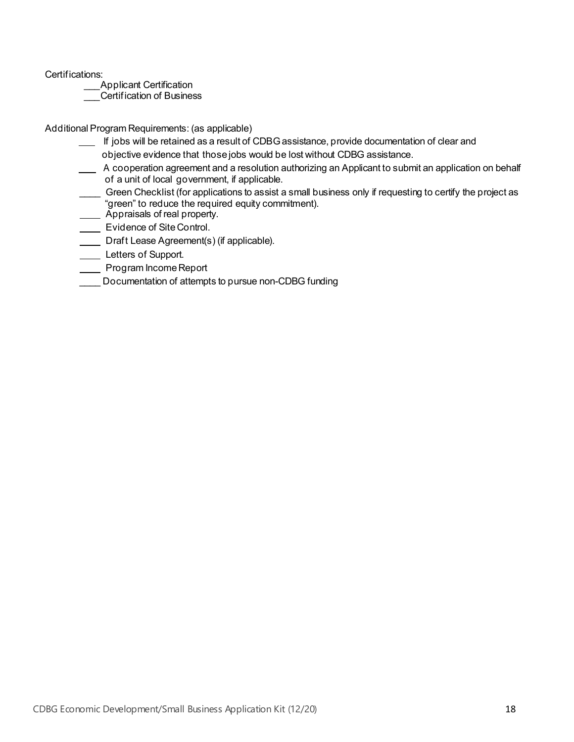Certifications:

___Applicant Certification
___Certification of Business

Additional Program Requirements: (as applicable)

___ If jobs will be retained as a result of CDBG assistance, provide documentation of clear and objective evidence that those jobs would be lost without CDBG assistance.
___ A cooperation agreement and a resolution authorizing an Applicant to submit an application on behalf of a unit of local government, if applicable.
____ Green Checklist (for applications to assist a small business only if requesting to certify the project as "green" to reduce the required equity commitment).
____ Appraisals of real property.
____ Evidence of Site Control.
____ Draft Lease Agreement(s) (if applicable).
____ Letters of Support.
____ Program Income Report
____ Documentation of attempts to pursue non-CDBG funding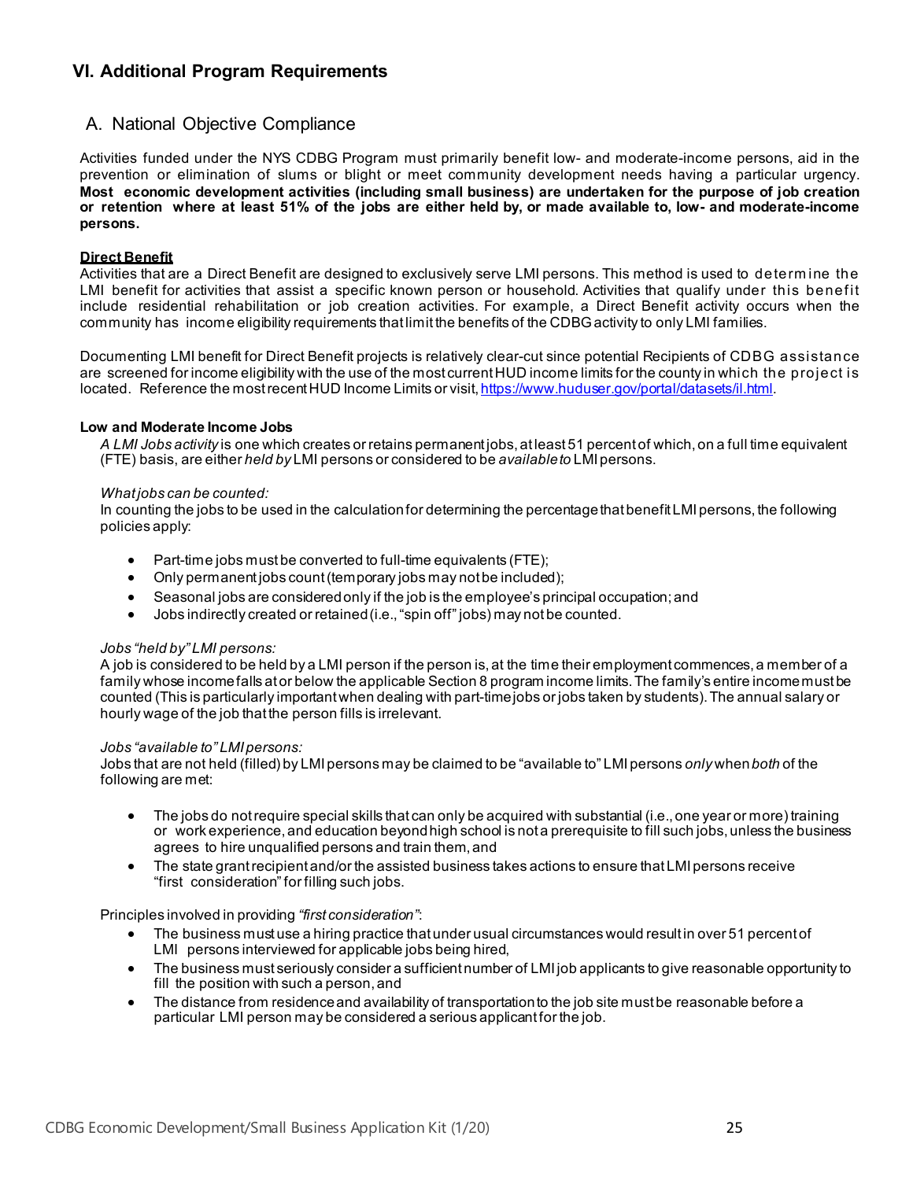## VI. Additional Program Requirements

### A. National Objective Compliance

Activities funded under the NYS CDBG Program must primarily benefit low- and moderate-income persons, aid in the prevention or elimination of slums or blight or meet community development needs having a particular urgency. **Most economic development activities (including small business) are undertaken for the purpose of job creation or retention where at least 51% of the jobs are either held by, or made available to, low- and moderate-income persons.**

**Direct Benefit**

Activities that are a Direct Benefit are designed to exclusively serve LMI persons. This method is used to determine the LMI benefit for activities that assist a specific known person or household. Activities that qualify under this benefit include residential rehabilitation or job creation activities. For example, a Direct Benefit activity occurs when the community has income eligibility requirements that limit the benefits of the CDBG activity to only LMI families.

Documenting LMI benefit for Direct Benefit projects is relatively clear-cut since potential Recipients of CDBG assistance are screened for income eligibility with the use of the most current HUD income limits for the county in which the project is located. Reference the most recent HUD Income Limits or visit, https://www.huduser.gov/portal/datasets/il.html.

**Low and Moderate Income Jobs**

*A LMI Jobs activity* is one which creates or retains permanent jobs, at least 51 percent of which, on a full time equivalent (FTE) basis, are either *held by* LMI persons or considered to be *available to* LMI persons.

*What jobs can be counted:*

In counting the jobs to be used in the calculation for determining the percentage that benefit LMI persons, the following policies apply:

- Part-time jobs must be converted to full-time equivalents (FTE);
- Only permanent jobs count (temporary jobs may not be included);
- Seasonal jobs are considered only if the job is the employee's principal occupation; and
- Jobs indirectly created or retained (i.e., "spin off" jobs) may not be counted.

*Jobs "held by" LMI persons:*

A job is considered to be held by a LMI person if the person is, at the time their employment commences, a member of a family whose income falls at or below the applicable Section 8 program income limits. The family's entire income must be counted (This is particularly important when dealing with part-time jobs or jobs taken by students). The annual salary or hourly wage of the job that the person fills is irrelevant.

*Jobs "available to" LMI persons:*

Jobs that are not held (filled) by LMI persons may be claimed to be "available to" LMI persons *only* when *both* of the following are met:

- The jobs do not require special skills that can only be acquired with substantial (i.e., one year or more) training or work experience, and education beyond high school is not a prerequisite to fill such jobs, unless the business agrees to hire unqualified persons and train them, and
- The state grant recipient and/or the assisted business takes actions to ensure that LMI persons receive "first consideration" for filling such jobs.

Principles involved in providing *"first consideration"*:

- The business must use a hiring practice that under usual circumstances would result in over 51 percent of LMI persons interviewed for applicable jobs being hired,
- The business must seriously consider a sufficient number of LMI job applicants to give reasonable opportunity to fill the position with such a person, and
- The distance from residence and availability of transportation to the job site must be reasonable before a particular LMI person may be considered a serious applicant for the job.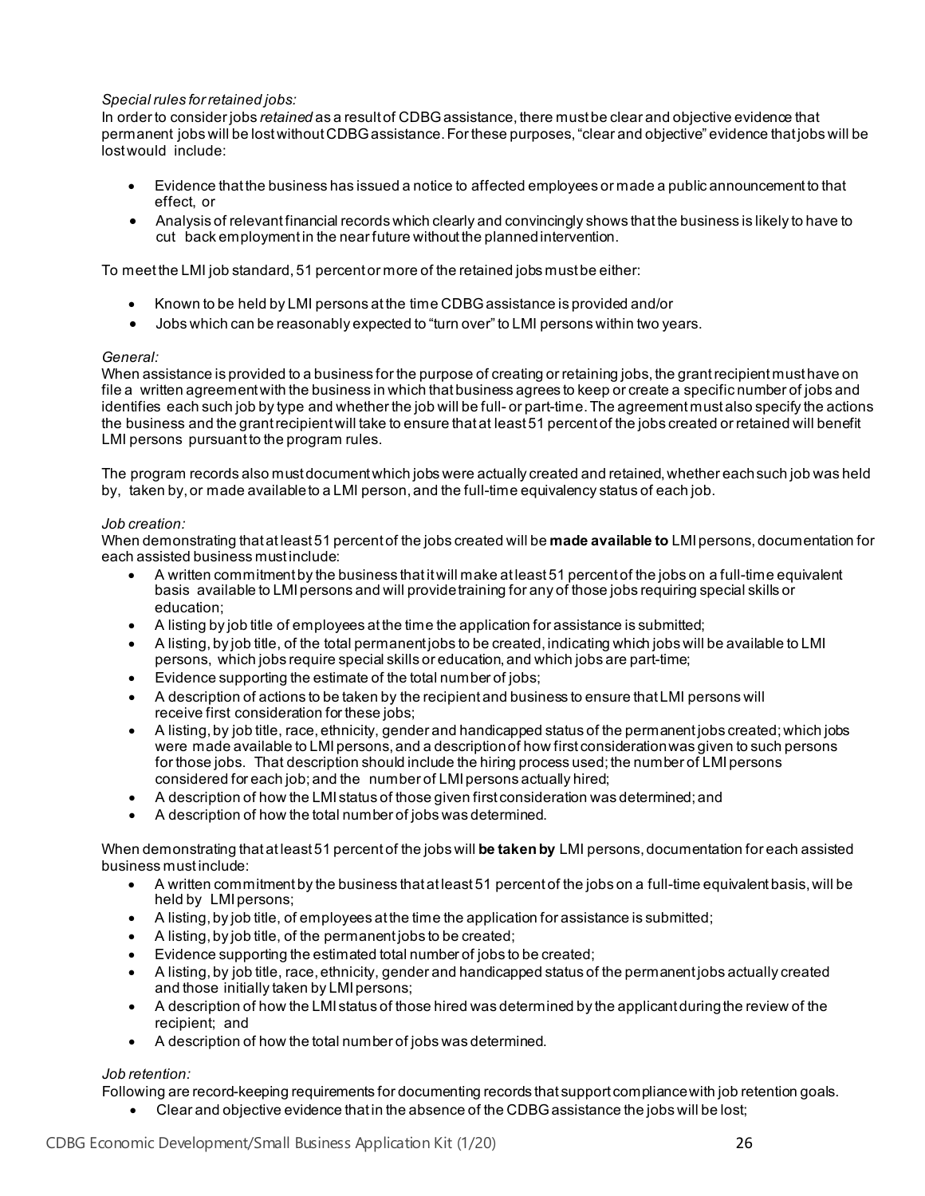*Special rules for retained jobs:*
In order to consider jobs *retained* as a result of CDBG assistance, there must be clear and objective evidence that permanent jobs will be lost without CDBG assistance. For these purposes, "clear and objective" evidence that jobs will be lost would include:

- Evidence that the business has issued a notice to affected employees or made a public announcement to that effect, or
- Analysis of relevant financial records which clearly and convincingly shows that the business is likely to have to cut back employment in the near future without the planned intervention.

To meet the LMI job standard, 51 percent or more of the retained jobs must be either:

- Known to be held by LMI persons at the time CDBG assistance is provided and/or
- Jobs which can be reasonably expected to "turn over" to LMI persons within two years.

*General:*
When assistance is provided to a business for the purpose of creating or retaining jobs, the grant recipient must have on file a written agreement with the business in which that business agrees to keep or create a specific number of jobs and identifies each such job by type and whether the job will be full- or part-time. The agreement must also specify the actions the business and the grant recipient will take to ensure that at least 51 percent of the jobs created or retained will benefit LMI persons pursuant to the program rules.

The program records also must document which jobs were actually created and retained, whether each such job was held by, taken by, or made available to a LMI person, and the full-time equivalency status of each job.

*Job creation:*
When demonstrating that at least 51 percent of the jobs created will be **made available to** LMI persons, documentation for each assisted business must include:

- A written commitment by the business that it will make at least 51 percent of the jobs on a full-time equivalent basis available to LMI persons and will provide training for any of those jobs requiring special skills or education;
- A listing by job title of employees at the time the application for assistance is submitted;
- A listing, by job title, of the total permanent jobs to be created, indicating which jobs will be available to LMI persons, which jobs require special skills or education, and which jobs are part-time;
- Evidence supporting the estimate of the total number of jobs;
- A description of actions to be taken by the recipient and business to ensure that LMI persons will receive first consideration for these jobs;
- A listing, by job title, race, ethnicity, gender and handicapped status of the permanent jobs created; which jobs were made available to LMI persons, and a description of how first consideration was given to such persons for those jobs. That description should include the hiring process used; the number of LMI persons considered for each job; and the number of LMI persons actually hired;
- A description of how the LMI status of those given first consideration was determined; and
- A description of how the total number of jobs was determined.

When demonstrating that at least 51 percent of the jobs will **be taken by** LMI persons, documentation for each assisted business must include:

- A written commitment by the business that at least 51 percent of the jobs on a full-time equivalent basis, will be held by LMI persons;
- A listing, by job title, of employees at the time the application for assistance is submitted;
- A listing, by job title, of the permanent jobs to be created;
- Evidence supporting the estimated total number of jobs to be created;
- A listing, by job title, race, ethnicity, gender and handicapped status of the permanent jobs actually created and those initially taken by LMI persons;
- A description of how the LMI status of those hired was determined by the applicant during the review of the recipient; and
- A description of how the total number of jobs was determined.

*Job retention:*
Following are record-keeping requirements for documenting records that support compliance with job retention goals.

- Clear and objective evidence that in the absence of the CDBG assistance the jobs will be lost;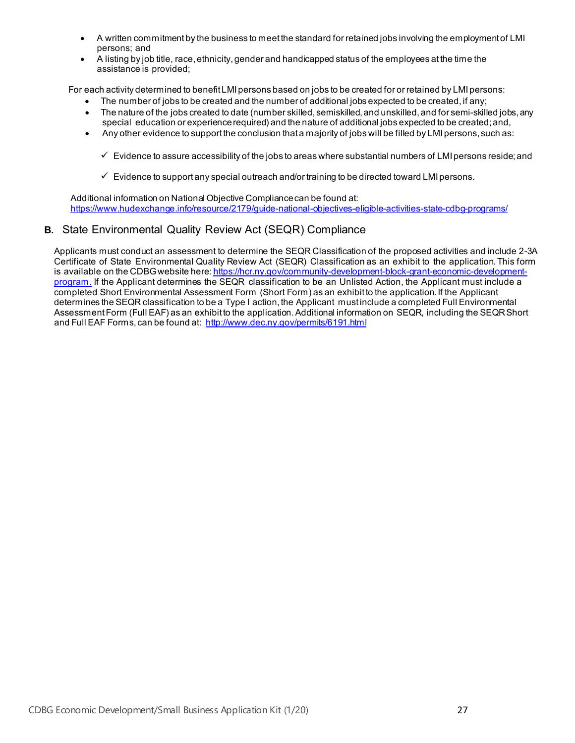- A written commitment by the business to meet the standard for retained jobs involving the employment of LMI persons; and
- A listing by job title, race, ethnicity, gender and handicapped status of the employees at the time the assistance is provided;

For each activity determined to benefit LMI persons based on jobs to be created for or retained by LMI persons:

- The number of jobs to be created and the number of additional jobs expected to be created, if any;
- The nature of the jobs created to date (number skilled, semiskilled, and unskilled, and for semi-skilled jobs, any special education or experience required) and the nature of additional jobs expected to be created; and,
- Any other evidence to support the conclusion that a majority of jobs will be filled by LMI persons, such as:
  - ✓ Evidence to assure accessibility of the jobs to areas where substantial numbers of LMI persons reside; and
  - ✓ Evidence to support any special outreach and/or training to be directed toward LMI persons.

Additional information on National Objective Compliance can be found at: https://www.hudexchange.info/resource/2179/guide-national-objectives-eligible-activities-state-cdbg-programs/

## **B.** State Environmental Quality Review Act (SEQR) Compliance

Applicants must conduct an assessment to determine the SEQR Classification of the proposed activities and include 2-3A Certificate of State Environmental Quality Review Act (SEQR) Classification as an exhibit to the application. This form is available on the CDBG website here: https://hcr.ny.gov/community-development-block-grant-economic-development-program. If the Applicant determines the SEQR classification to be an Unlisted Action, the Applicant must include a completed Short Environmental Assessment Form (Short Form) as an exhibit to the application. If the Applicant determines the SEQR classification to be a Type I action, the Applicant must include a completed Full Environmental Assessment Form (Full EAF) as an exhibit to the application. Additional information on SEQR, including the SEQR Short and Full EAF Forms, can be found at: http://www.dec.ny.gov/permits/6191.html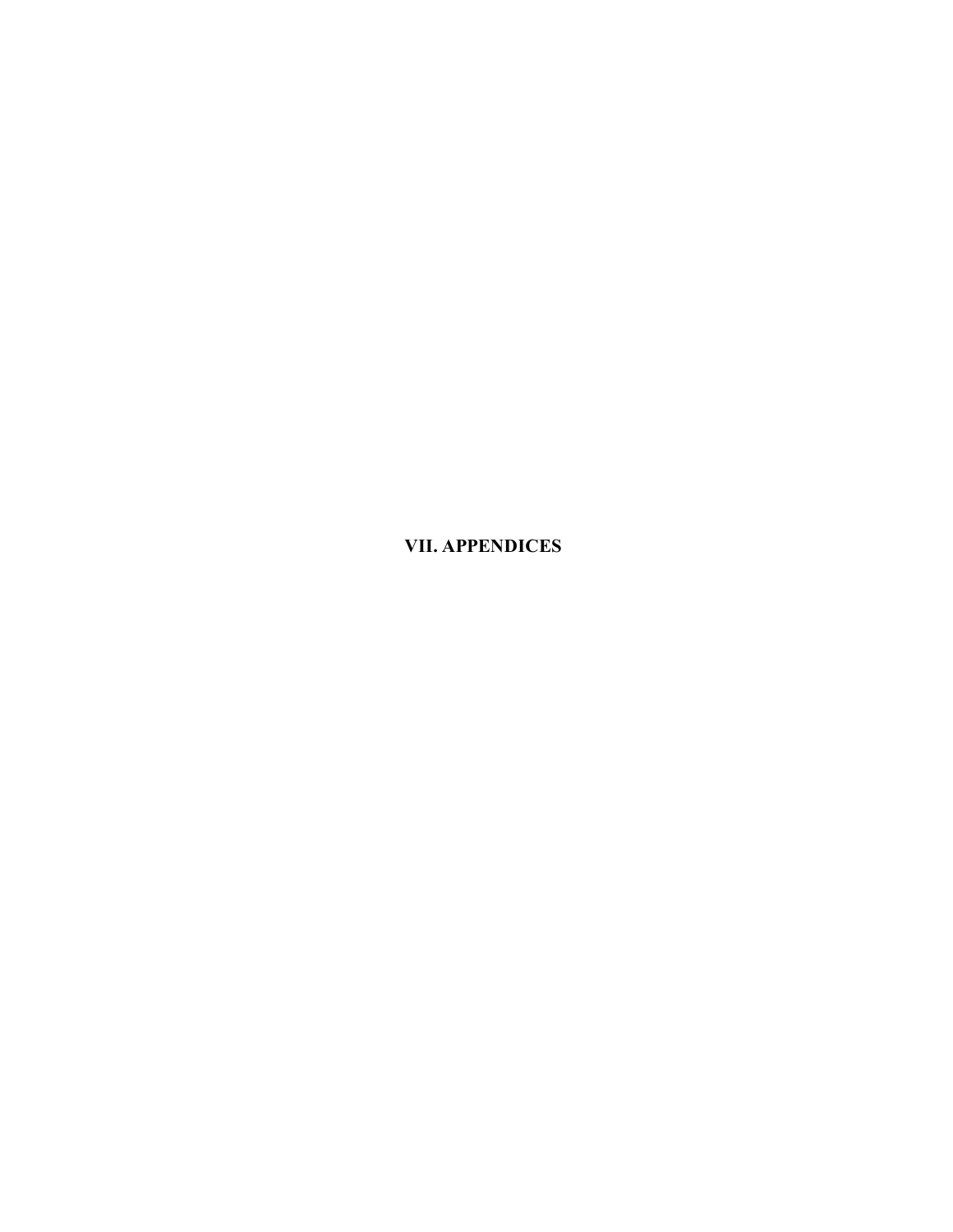# VII. APPENDICES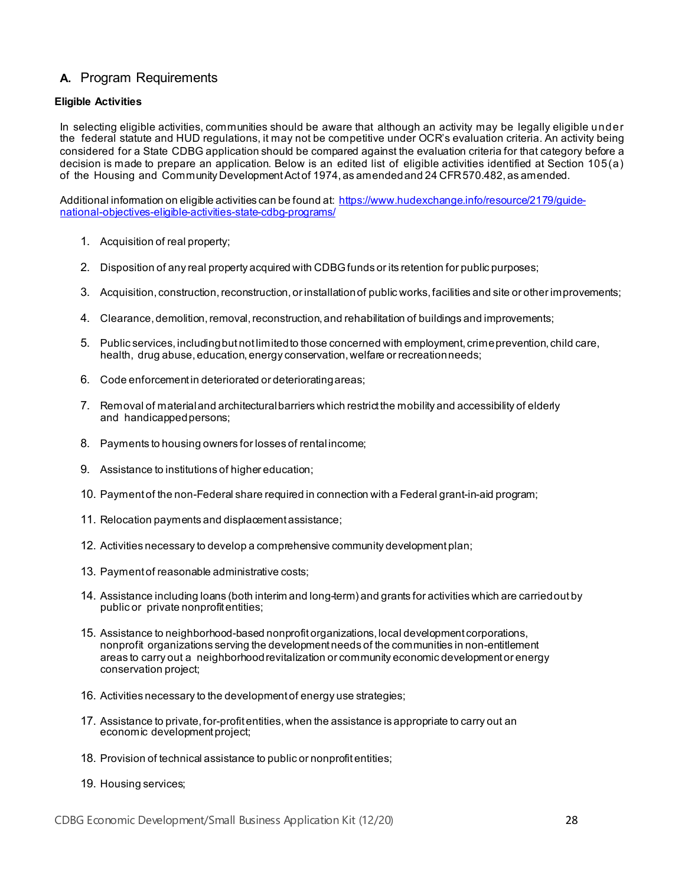## A. Program Requirements

### Eligible Activities

In selecting eligible activities, communities should be aware that although an activity may be legally eligible under the federal statute and HUD regulations, it may not be competitive under OCR's evaluation criteria. An activity being considered for a State CDBG application should be compared against the evaluation criteria for that category before a decision is made to prepare an application. Below is an edited list of eligible activities identified at Section 105(a) of the Housing and Community Development Act of 1974, as amended and 24 CFR 570.482, as amended.

Additional information on eligible activities can be found at: [https://www.hudexchange.info/resource/2179/guide-national-objectives-eligible-activities-state-cdbg-programs/](https://www.hudexchange.info/resource/2179/guide-national-objectives-eligible-activities-state-cdbg-programs/)

1. Acquisition of real property;
2. Disposition of any real property acquired with CDBG funds or its retention for public purposes;
3. Acquisition, construction, reconstruction, or installation of public works, facilities and site or other improvements;
4. Clearance, demolition, removal, reconstruction, and rehabilitation of buildings and improvements;
5. Public services, including but not limited to those concerned with employment, crime prevention, child care, health, drug abuse, education, energy conservation, welfare or recreation needs;
6. Code enforcement in deteriorated or deteriorating areas;
7. Removal of material and architectural barriers which restrict the mobility and accessibility of elderly and handicapped persons;
8. Payments to housing owners for losses of rental income;
9. Assistance to institutions of higher education;
10. Payment of the non-Federal share required in connection with a Federal grant-in-aid program;
11. Relocation payments and displacement assistance;
12. Activities necessary to develop a comprehensive community development plan;
13. Payment of reasonable administrative costs;
14. Assistance including loans (both interim and long-term) and grants for activities which are carried out by public or private nonprofit entities;
15. Assistance to neighborhood-based nonprofit organizations, local development corporations, nonprofit organizations serving the development needs of the communities in non-entitlement areas to carry out a neighborhood revitalization or community economic development or energy conservation project;
16. Activities necessary to the development of energy use strategies;
17. Assistance to private, for-profit entities, when the assistance is appropriate to carry out an economic development project;
18. Provision of technical assistance to public or nonprofit entities;
19. Housing services;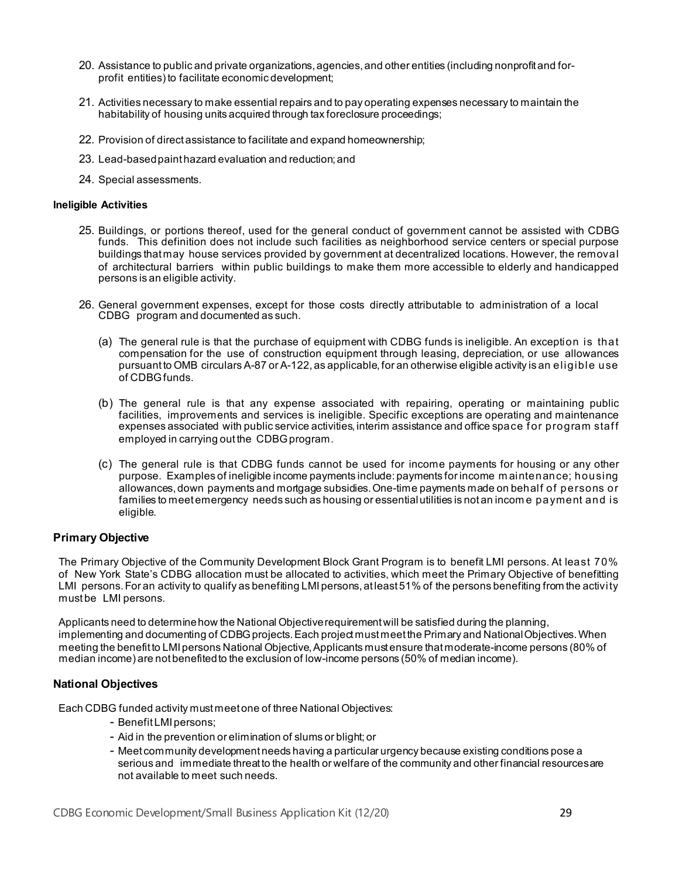20. Assistance to public and private organizations, agencies, and other entities (including nonprofit and for-profit entities) to facilitate economic development;

21. Activities necessary to make essential repairs and to pay operating expenses necessary to maintain the habitability of housing units acquired through tax foreclosure proceedings;

22. Provision of direct assistance to facilitate and expand homeownership;

23. Lead-based paint hazard evaluation and reduction; and

24. Special assessments.

**Ineligible Activities**

25. Buildings, or portions thereof, used for the general conduct of government cannot be assisted with CDBG funds. This definition does not include such facilities as neighborhood service centers or special purpose buildings that may house services provided by government at decentralized locations. However, the removal of architectural barriers within public buildings to make them more accessible to elderly and handicapped persons is an eligible activity.

26. General government expenses, except for those costs directly attributable to administration of a local CDBG program and documented as such.

    (a) The general rule is that the purchase of equipment with CDBG funds is ineligible. An exception is that compensation for the use of construction equipment through leasing, depreciation, or use allowances pursuant to OMB circulars A-87 or A-122, as applicable, for an otherwise eligible activity is an eligible use of CDBG funds.

    (b) The general rule is that any expense associated with repairing, operating or maintaining public facilities, improvements and services is ineligible. Specific exceptions are operating and maintenance expenses associated with public service activities, interim assistance and office space for program staff employed in carrying out the CDBG program.

    (c) The general rule is that CDBG funds cannot be used for income payments for housing or any other purpose. Examples of ineligible income payments include: payments for income maintenance; housing allowances, down payments and mortgage subsidies. One-time payments made on behalf of persons or families to meet emergency needs such as housing or essential utilities is not an income payment and is eligible.

## Primary Objective

The Primary Objective of the Community Development Block Grant Program is to benefit LMI persons. At least 70% of New York State's CDBG allocation must be allocated to activities, which meet the Primary Objective of benefitting LMI persons. For an activity to qualify as benefiting LMI persons, at least 51% of the persons benefiting from the activity must be LMI persons.

Applicants need to determine how the National Objective requirement will be satisfied during the planning, implementing and documenting of CDBG projects. Each project must meet the Primary and National Objectives. When meeting the benefit to LMI persons National Objective, Applicants must ensure that moderate-income persons (80% of median income) are not benefited to the exclusion of low-income persons (50% of median income).

## National Objectives

Each CDBG funded activity must meet one of three National Objectives:

- Benefit LMI persons;
- Aid in the prevention or elimination of slums or blight; or
- Meet community development needs having a particular urgency because existing conditions pose a serious and immediate threat to the health or welfare of the community and other financial resources are not available to meet such needs.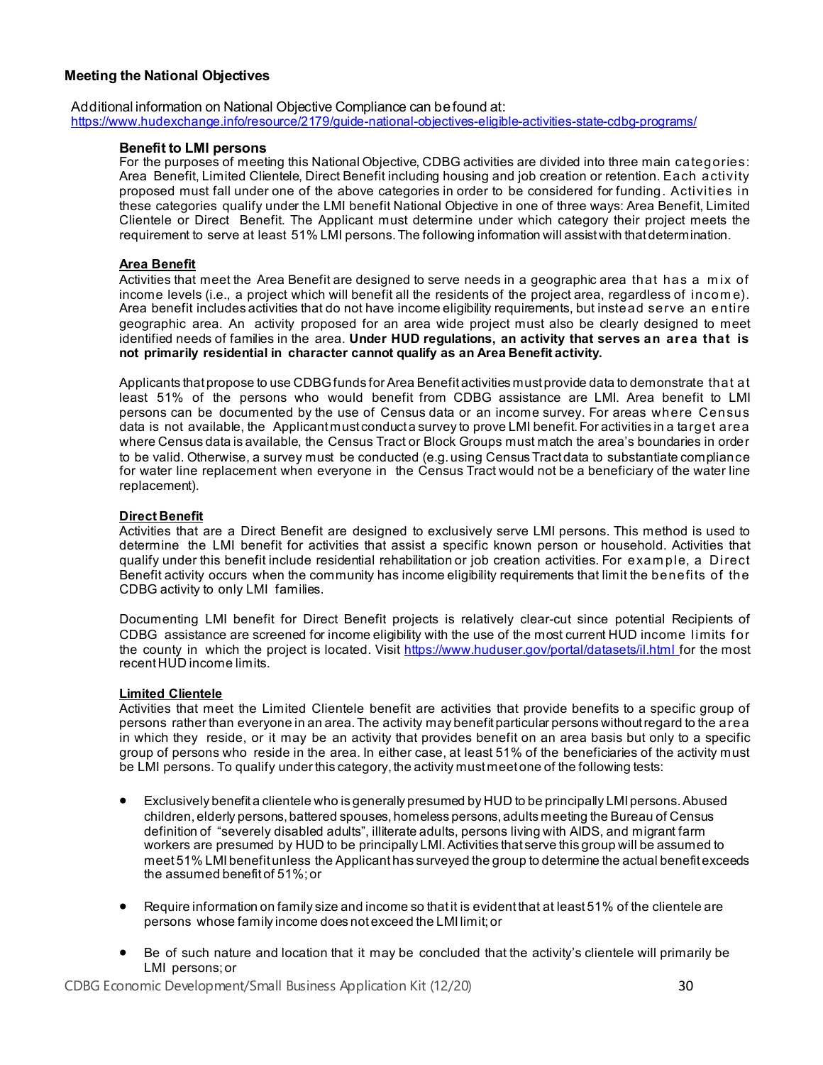### Meeting the National Objectives

Additional information on National Objective Compliance can be found at:
https://www.hudexchange.info/resource/2179/guide-national-objectives-eligible-activities-state-cdbg-programs/

#### Benefit to LMI persons

For the purposes of meeting this National Objective, CDBG activities are divided into three main categories: Area Benefit, Limited Clientele, Direct Benefit including housing and job creation or retention. Each activity proposed must fall under one of the above categories in order to be considered for funding. Activities in these categories qualify under the LMI benefit National Objective in one of three ways: Area Benefit, Limited Clientele or Direct Benefit. The Applicant must determine under which category their project meets the requirement to serve at least 51% LMI persons. The following information will assist with that determination.

**Area Benefit**

Activities that meet the Area Benefit are designed to serve needs in a geographic area that has a mix of income levels (i.e., a project which will benefit all the residents of the project area, regardless of income). Area benefit includes activities that do not have income eligibility requirements, but instead serve an entire geographic area. An activity proposed for an area wide project must also be clearly designed to meet identified needs of families in the area. **Under HUD regulations, an activity that serves an area that is not primarily residential in character cannot qualify as an Area Benefit activity.**

Applicants that propose to use CDBG funds for Area Benefit activities must provide data to demonstrate that at least 51% of the persons who would benefit from CDBG assistance are LMI. Area benefit to LMI persons can be documented by the use of Census data or an income survey. For areas where Census data is not available, the Applicant must conduct a survey to prove LMI benefit. For activities in a target area where Census data is available, the Census Tract or Block Groups must match the area's boundaries in order to be valid. Otherwise, a survey must be conducted (e.g. using Census Tract data to substantiate compliance for water line replacement when everyone in the Census Tract would not be a beneficiary of the water line replacement).

**Direct Benefit**

Activities that are a Direct Benefit are designed to exclusively serve LMI persons. This method is used to determine the LMI benefit for activities that assist a specific known person or household. Activities that qualify under this benefit include residential rehabilitation or job creation activities. For example, a Direct Benefit activity occurs when the community has income eligibility requirements that limit the benefits of the CDBG activity to only LMI families.

Documenting LMI benefit for Direct Benefit projects is relatively clear-cut since potential Recipients of CDBG assistance are screened for income eligibility with the use of the most current HUD income limits for the county in which the project is located. Visit https://www.huduser.gov/portal/datasets/il.html for the most recent HUD income limits.

**Limited Clientele**

Activities that meet the Limited Clientele benefit are activities that provide benefits to a specific group of persons rather than everyone in an area. The activity may benefit particular persons without regard to the area in which they reside, or it may be an activity that provides benefit on an area basis but only to a specific group of persons who reside in the area. In either case, at least 51% of the beneficiaries of the activity must be LMI persons. To qualify under this category, the activity must meet one of the following tests:

- Exclusively benefit a clientele who is generally presumed by HUD to be principally LMI persons. Abused children, elderly persons, battered spouses, homeless persons, adults meeting the Bureau of Census definition of "severely disabled adults", illiterate adults, persons living with AIDS, and migrant farm workers are presumed by HUD to be principally LMI. Activities that serve this group will be assumed to meet 51% LMI benefit unless the Applicant has surveyed the group to determine the actual benefit exceeds the assumed benefit of 51%; or

- Require information on family size and income so that it is evident that at least 51% of the clientele are persons whose family income does not exceed the LMI limit; or

- Be of such nature and location that it may be concluded that the activity's clientele will primarily be LMI persons; or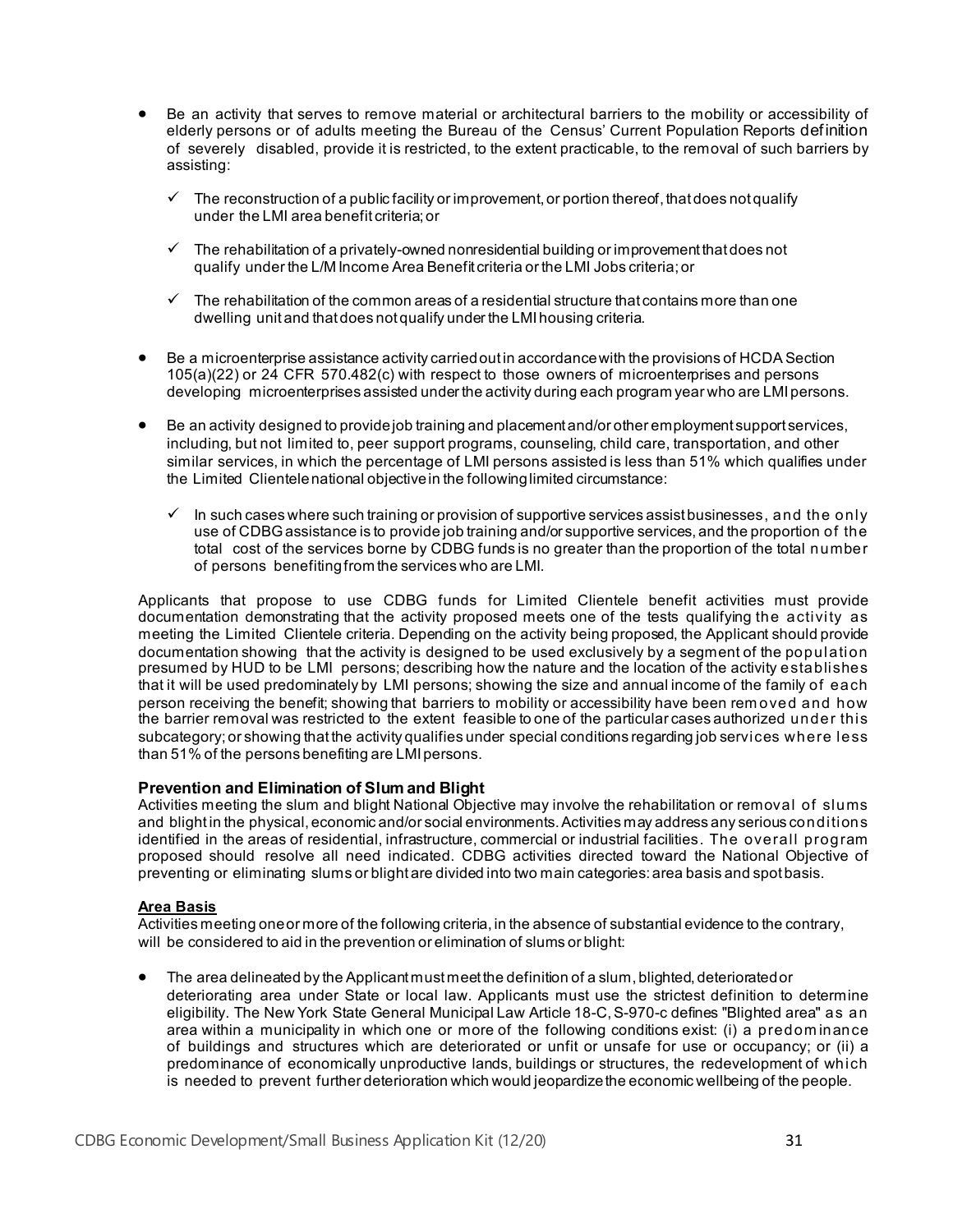- Be an activity that serves to remove material or architectural barriers to the mobility or accessibility of elderly persons or of adults meeting the Bureau of the Census' Current Population Reports definition of severely disabled, provide it is restricted, to the extent practicable, to the removal of such barriers by assisting:
  - ✓ The reconstruction of a public facility or improvement, or portion thereof, that does not qualify under the LMI area benefit criteria; or
  - ✓ The rehabilitation of a privately-owned nonresidential building or improvement that does not qualify under the L/M Income Area Benefit criteria or the LMI Jobs criteria; or
  - ✓ The rehabilitation of the common areas of a residential structure that contains more than one dwelling unit and that does not qualify under the LMI housing criteria.
- Be a microenterprise assistance activity carried out in accordance with the provisions of HCDA Section 105(a)(22) or 24 CFR 570.482(c) with respect to those owners of microenterprises and persons developing microenterprises assisted under the activity during each program year who are LMI persons.
- Be an activity designed to provide job training and placement and/or other employment support services, including, but not limited to, peer support programs, counseling, child care, transportation, and other similar services, in which the percentage of LMI persons assisted is less than 51% which qualifies under the Limited Clientele national objective in the following limited circumstance:
  - ✓ In such cases where such training or provision of supportive services assist businesses, and the only use of CDBG assistance is to provide job training and/or supportive services, and the proportion of the total cost of the services borne by CDBG funds is no greater than the proportion of the total number of persons benefiting from the services who are LMI.

Applicants that propose to use CDBG funds for Limited Clientele benefit activities must provide documentation demonstrating that the activity proposed meets one of the tests qualifying the activity as meeting the Limited Clientele criteria. Depending on the activity being proposed, the Applicant should provide documentation showing that the activity is designed to be used exclusively by a segment of the population presumed by HUD to be LMI persons; describing how the nature and the location of the activity establishes that it will be used predominately by LMI persons; showing the size and annual income of the family of each person receiving the benefit; showing that barriers to mobility or accessibility have been removed and how the barrier removal was restricted to the extent feasible to one of the particular cases authorized under this subcategory; or showing that the activity qualifies under special conditions regarding job services where less than 51% of the persons benefiting are LMI persons.

### Prevention and Elimination of Slum and Blight

Activities meeting the slum and blight National Objective may involve the rehabilitation or removal of slums and blight in the physical, economic and/or social environments. Activities may address any serious conditions identified in the areas of residential, infrastructure, commercial or industrial facilities. The overall program proposed should resolve all need indicated. CDBG activities directed toward the National Objective of preventing or eliminating slums or blight are divided into two main categories: area basis and spot basis.

#### Area Basis

Activities meeting one or more of the following criteria, in the absence of substantial evidence to the contrary, will be considered to aid in the prevention or elimination of slums or blight:

- The area delineated by the Applicant must meet the definition of a slum, blighted, deteriorated or deteriorating area under State or local law. Applicants must use the strictest definition to determine eligibility. The New York State General Municipal Law Article 18-C, S-970-c defines "Blighted area" as an area within a municipality in which one or more of the following conditions exist: (i) a predominance of buildings and structures which are deteriorated or unfit or unsafe for use or occupancy; or (ii) a predominance of economically unproductive lands, buildings or structures, the redevelopment of which is needed to prevent further deterioration which would jeopardize the economic wellbeing of the people.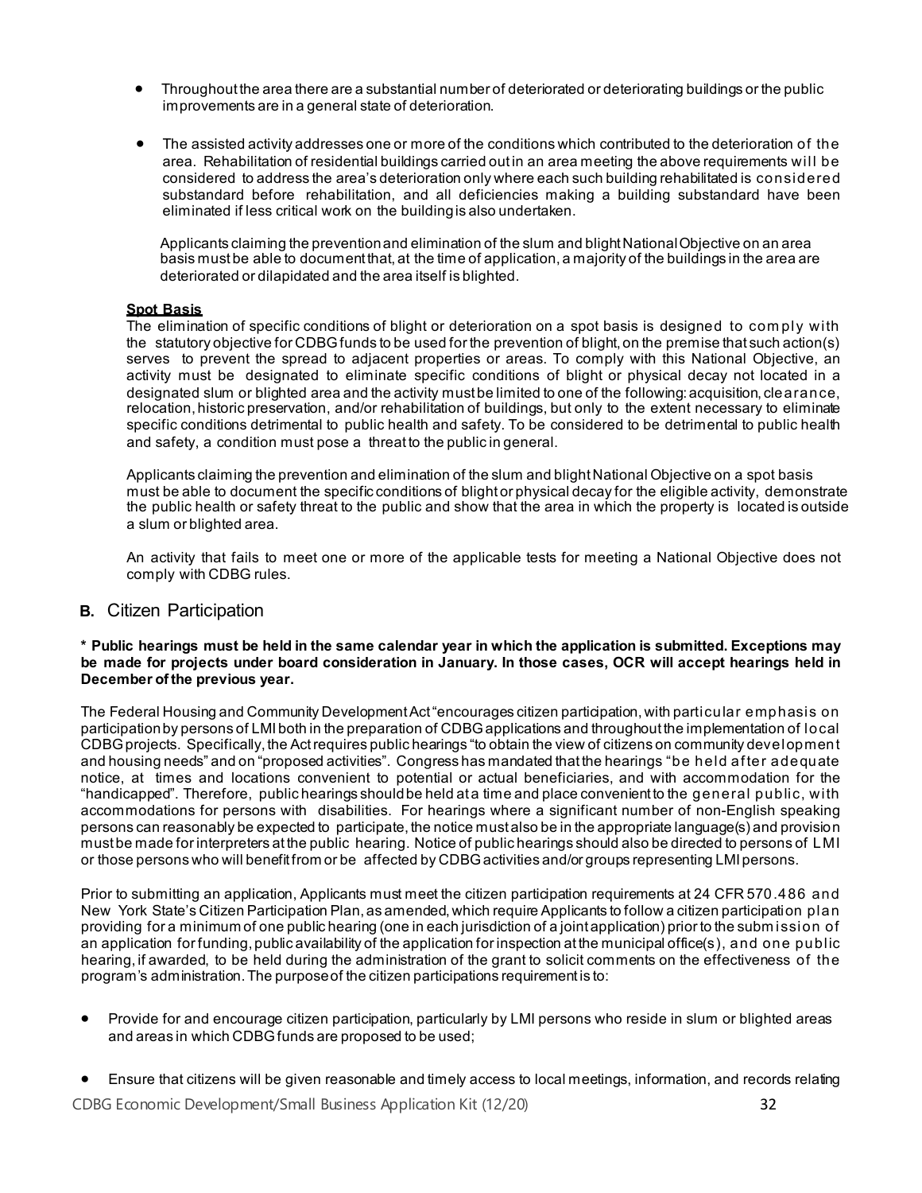- Throughout the area there are a substantial number of deteriorated or deteriorating buildings or the public improvements are in a general state of deterioration.

- The assisted activity addresses one or more of the conditions which contributed to the deterioration of the area. Rehabilitation of residential buildings carried out in an area meeting the above requirements will be considered to address the area's deterioration only where each such building rehabilitated is considered substandard before rehabilitation, and all deficiencies making a building substandard have been eliminated if less critical work on the building is also undertaken.

  Applicants claiming the prevention and elimination of the slum and blight National Objective on an area basis must be able to document that, at the time of application, a majority of the buildings in the area are deteriorated or dilapidated and the area itself is blighted.

**Spot Basis**

The elimination of specific conditions of blight or deterioration on a spot basis is designed to comply with the statutory objective for CDBG funds to be used for the prevention of blight, on the premise that such action(s) serves to prevent the spread to adjacent properties or areas. To comply with this National Objective, an activity must be designated to eliminate specific conditions of blight or physical decay not located in a designated slum or blighted area and the activity must be limited to one of the following: acquisition, clearance, relocation, historic preservation, and/or rehabilitation of buildings, but only to the extent necessary to eliminate specific conditions detrimental to public health and safety. To be considered to be detrimental to public health and safety, a condition must pose a threat to the public in general.

Applicants claiming the prevention and elimination of the slum and blight National Objective on a spot basis must be able to document the specific conditions of blight or physical decay for the eligible activity, demonstrate the public health or safety threat to the public and show that the area in which the property is located is outside a slum or blighted area.

An activity that fails to meet one or more of the applicable tests for meeting a National Objective does not comply with CDBG rules.

## B. Citizen Participation

**\* Public hearings must be held in the same calendar year in which the application is submitted. Exceptions may be made for projects under board consideration in January. In those cases, OCR will accept hearings held in December of the previous year.**

The Federal Housing and Community Development Act "encourages citizen participation, with particular emphasis on participation by persons of LMI both in the preparation of CDBG applications and throughout the implementation of local CDBG projects. Specifically, the Act requires public hearings "to obtain the view of citizens on community development and housing needs" and on "proposed activities". Congress has mandated that the hearings "be held after adequate notice, at times and locations convenient to potential or actual beneficiaries, and with accommodation for the "handicapped". Therefore, public hearings should be held at a time and place convenient to the general public, with accommodations for persons with disabilities. For hearings where a significant number of non-English speaking persons can reasonably be expected to participate, the notice must also be in the appropriate language(s) and provision must be made for interpreters at the public hearing. Notice of public hearings should also be directed to persons of LMI or those persons who will benefit from or be affected by CDBG activities and/or groups representing LMI persons.

Prior to submitting an application, Applicants must meet the citizen participation requirements at 24 CFR 570.486 and New York State's Citizen Participation Plan, as amended, which require Applicants to follow a citizen participation plan providing for a minimum of one public hearing (one in each jurisdiction of a joint application) prior to the submission of an application for funding, public availability of the application for inspection at the municipal office(s), and one public hearing, if awarded, to be held during the administration of the grant to solicit comments on the effectiveness of the program's administration. The purpose of the citizen participations requirement is to:

- Provide for and encourage citizen participation, particularly by LMI persons who reside in slum or blighted areas and areas in which CDBG funds are proposed to be used;

- Ensure that citizens will be given reasonable and timely access to local meetings, information, and records relating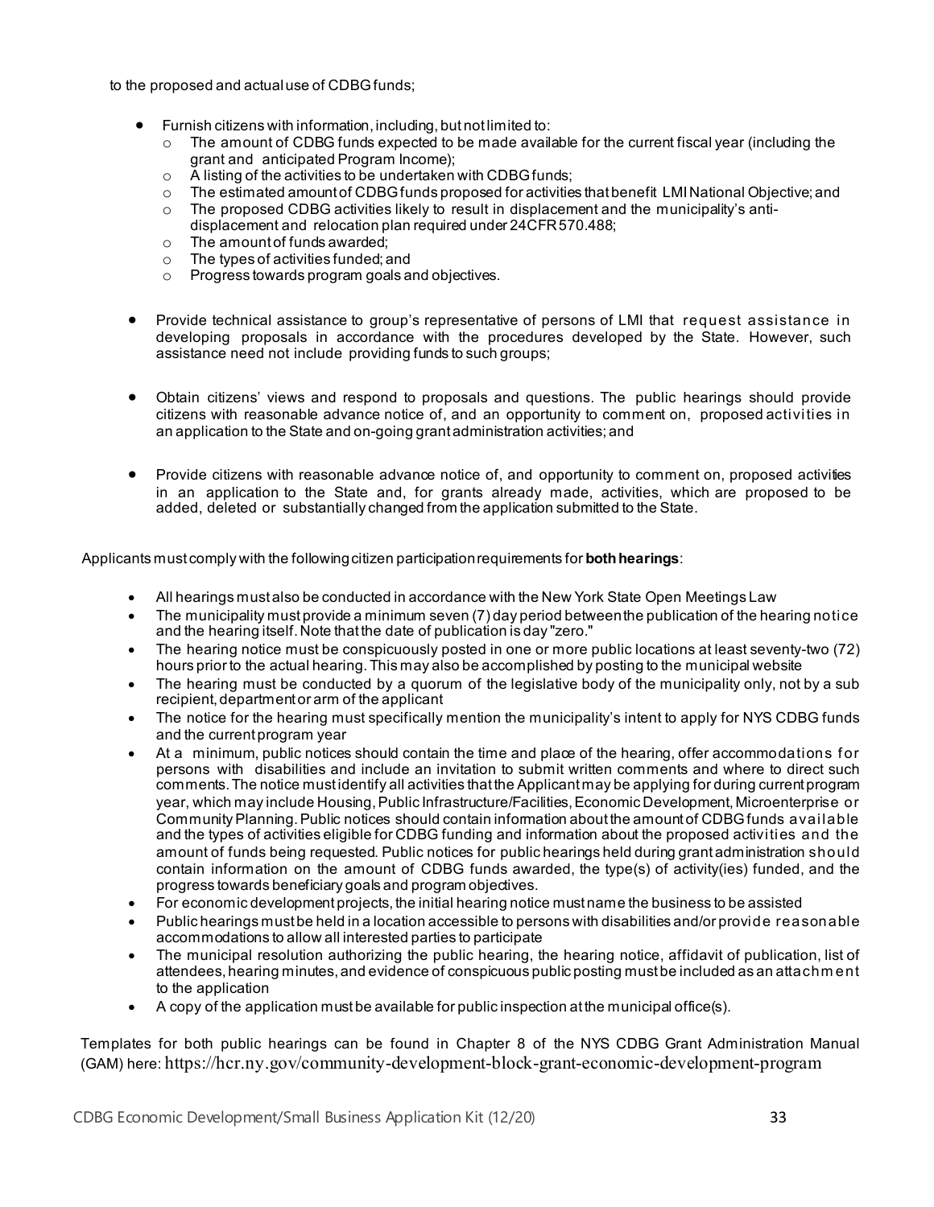to the proposed and actual use of CDBG funds;

- Furnish citizens with information, including, but not limited to:
  - The amount of CDBG funds expected to be made available for the current fiscal year (including the grant and anticipated Program Income);
  - A listing of the activities to be undertaken with CDBG funds;
  - The estimated amount of CDBG funds proposed for activities that benefit LMI National Objective; and
  - The proposed CDBG activities likely to result in displacement and the municipality's anti-displacement and relocation plan required under 24CFR 570.488;
  - The amount of funds awarded;
  - The types of activities funded; and
  - Progress towards program goals and objectives.

- Provide technical assistance to group's representative of persons of LMI that request assistance in developing proposals in accordance with the procedures developed by the State. However, such assistance need not include providing funds to such groups;

- Obtain citizens' views and respond to proposals and questions. The public hearings should provide citizens with reasonable advance notice of, and an opportunity to comment on, proposed activities in an application to the State and on-going grant administration activities; and

- Provide citizens with reasonable advance notice of, and opportunity to comment on, proposed activities in an application to the State and, for grants already made, activities, which are proposed to be added, deleted or substantially changed from the application submitted to the State.

Applicants must comply with the following citizen participation requirements for **both hearings**:

- All hearings must also be conducted in accordance with the New York State Open Meetings Law
- The municipality must provide a minimum seven (7) day period between the publication of the hearing notice and the hearing itself. Note that the date of publication is day "zero."
- The hearing notice must be conspicuously posted in one or more public locations at least seventy-two (72) hours prior to the actual hearing. This may also be accomplished by posting to the municipal website
- The hearing must be conducted by a quorum of the legislative body of the municipality only, not by a sub recipient, department or arm of the applicant
- The notice for the hearing must specifically mention the municipality's intent to apply for NYS CDBG funds and the current program year
- At a minimum, public notices should contain the time and place of the hearing, offer accommodations for persons with disabilities and include an invitation to submit written comments and where to direct such comments. The notice must identify all activities that the Applicant may be applying for during current program year, which may include Housing, Public Infrastructure/Facilities, Economic Development, Microenterprise or Community Planning. Public notices should contain information about the amount of CDBG funds available and the types of activities eligible for CDBG funding and information about the proposed activities and the amount of funds being requested. Public notices for public hearings held during grant administration should contain information on the amount of CDBG funds awarded, the type(s) of activity(ies) funded, and the progress towards beneficiary goals and program objectives.
- For economic development projects, the initial hearing notice must name the business to be assisted
- Public hearings must be held in a location accessible to persons with disabilities and/or provide reasonable accommodations to allow all interested parties to participate
- The municipal resolution authorizing the public hearing, the hearing notice, affidavit of publication, list of attendees, hearing minutes, and evidence of conspicuous public posting must be included as an attachment to the application
- A copy of the application must be available for public inspection at the municipal office(s).

Templates for both public hearings can be found in Chapter 8 of the NYS CDBG Grant Administration Manual (GAM) here: https://hcr.ny.gov/community-development-block-grant-economic-development-program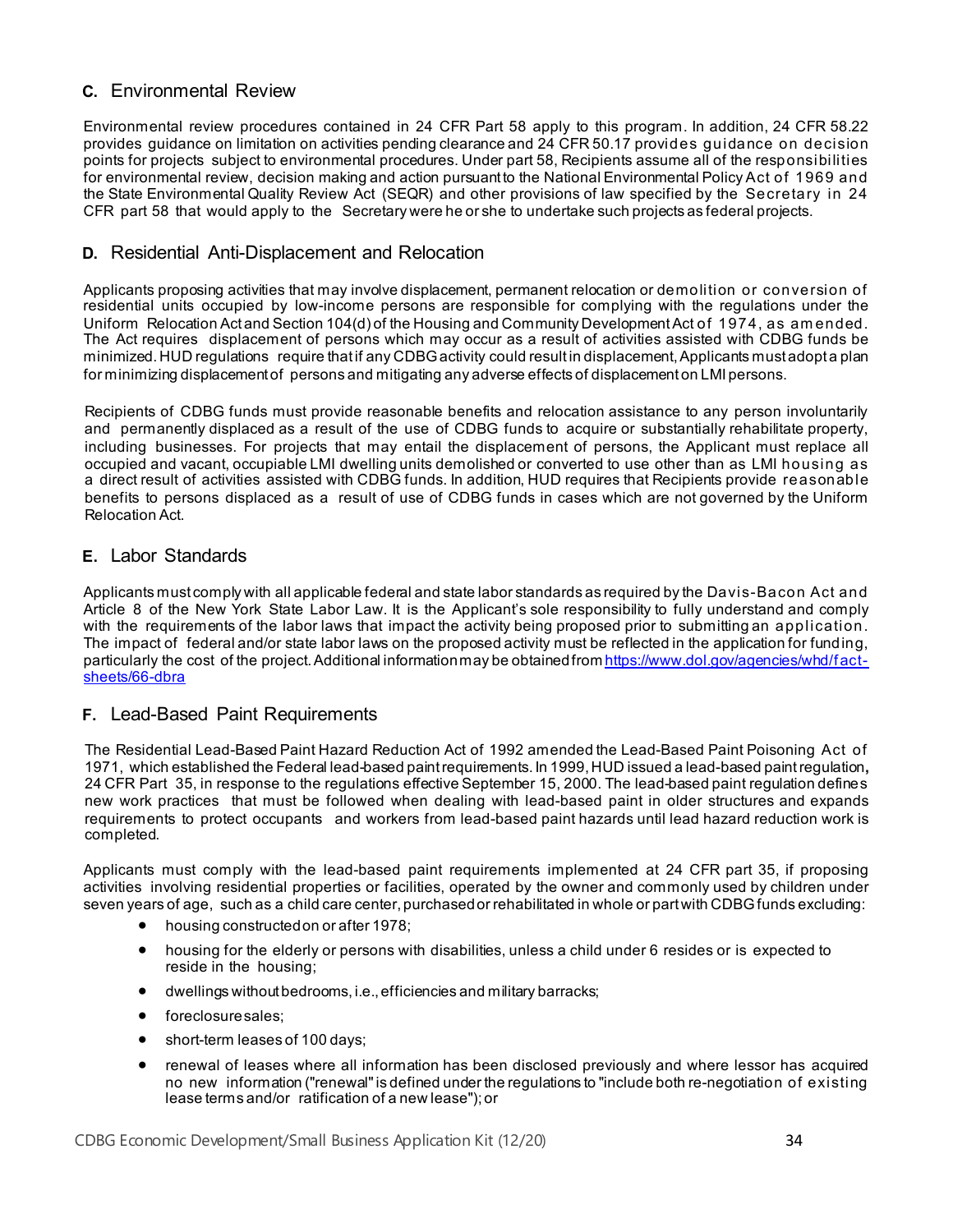## C. Environmental Review

Environmental review procedures contained in 24 CFR Part 58 apply to this program. In addition, 24 CFR 58.22 provides guidance on limitation on activities pending clearance and 24 CFR 50.17 provides guidance on decision points for projects subject to environmental procedures. Under part 58, Recipients assume all of the responsibilities for environmental review, decision making and action pursuant to the National Environmental Policy Act of 1969 and the State Environmental Quality Review Act (SEQR) and other provisions of law specified by the Secretary in 24 CFR part 58 that would apply to the Secretary were he or she to undertake such projects as federal projects.

## D. Residential Anti-Displacement and Relocation

Applicants proposing activities that may involve displacement, permanent relocation or demolition or conversion of residential units occupied by low-income persons are responsible for complying with the regulations under the Uniform Relocation Act and Section 104(d) of the Housing and Community Development Act of 1974, as amended. The Act requires displacement of persons which may occur as a result of activities assisted with CDBG funds be minimized. HUD regulations require that if any CDBG activity could result in displacement, Applicants must adopt a plan for minimizing displacement of persons and mitigating any adverse effects of displacement on LMI persons.

Recipients of CDBG funds must provide reasonable benefits and relocation assistance to any person involuntarily and permanently displaced as a result of the use of CDBG funds to acquire or substantially rehabilitate property, including businesses. For projects that may entail the displacement of persons, the Applicant must replace all occupied and vacant, occupiable LMI dwelling units demolished or converted to use other than as LMI housing as a direct result of activities assisted with CDBG funds. In addition, HUD requires that Recipients provide reasonable benefits to persons displaced as a result of use of CDBG funds in cases which are not governed by the Uniform Relocation Act.

## E. Labor Standards

Applicants must comply with all applicable federal and state labor standards as required by the Davis-Bacon Act and Article 8 of the New York State Labor Law. It is the Applicant's sole responsibility to fully understand and comply with the requirements of the labor laws that impact the activity being proposed prior to submitting an application. The impact of federal and/or state labor laws on the proposed activity must be reflected in the application for funding, particularly the cost of the project. Additional information may be obtained from [https://www.dol.gov/agencies/whd/fact-sheets/66-dbra](https://www.dol.gov/agencies/whd/fact-sheets/66-dbra)

## F. Lead-Based Paint Requirements

The Residential Lead-Based Paint Hazard Reduction Act of 1992 amended the Lead-Based Paint Poisoning Act of 1971, which established the Federal lead-based paint requirements. In 1999, HUD issued a lead-based paint regulation, 24 CFR Part 35, in response to the regulations effective September 15, 2000. The lead-based paint regulation defines new work practices that must be followed when dealing with lead-based paint in older structures and expands requirements to protect occupants and workers from lead-based paint hazards until lead hazard reduction work is completed.

Applicants must comply with the lead-based paint requirements implemented at 24 CFR part 35, if proposing activities involving residential properties or facilities, operated by the owner and commonly used by children under seven years of age, such as a child care center, purchased or rehabilitated in whole or part with CDBG funds excluding:

- housing constructed on or after 1978;
- housing for the elderly or persons with disabilities, unless a child under 6 resides or is expected to reside in the housing;
- dwellings without bedrooms, i.e., efficiencies and military barracks;
- foreclosure sales;
- short-term leases of 100 days;
- renewal of leases where all information has been disclosed previously and where lessor has acquired no new information ("renewal" is defined under the regulations to "include both re-negotiation of existing lease terms and/or ratification of a new lease"); or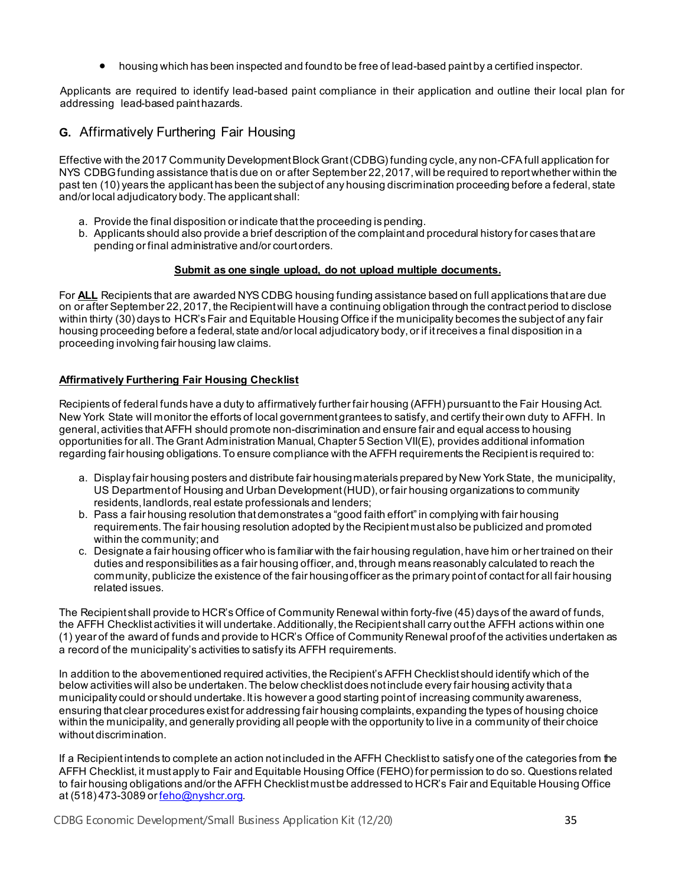- housing which has been inspected and found to be free of lead-based paint by a certified inspector.

Applicants are required to identify lead-based paint compliance in their application and outline their local plan for addressing lead-based paint hazards.

## G. Affirmatively Furthering Fair Housing

Effective with the 2017 Community Development Block Grant (CDBG) funding cycle, any non-CFA full application for NYS CDBG funding assistance that is due on or after September 22, 2017, will be required to report whether within the past ten (10) years the applicant has been the subject of any housing discrimination proceeding before a federal, state and/or local adjudicatory body. The applicant shall:

a. Provide the final disposition or indicate that the proceeding is pending.
b. Applicants should also provide a brief description of the complaint and procedural history for cases that are pending or final administrative and/or court orders.

**Submit as one single upload, do not upload multiple documents.**

For **ALL** Recipients that are awarded NYS CDBG housing funding assistance based on full applications that are due on or after September 22, 2017, the Recipient will have a continuing obligation through the contract period to disclose within thirty (30) days to HCR's Fair and Equitable Housing Office if the municipality becomes the subject of any fair housing proceeding before a federal, state and/or local adjudicatory body, or if it receives a final disposition in a proceeding involving fair housing law claims.

**Affirmatively Furthering Fair Housing Checklist**

Recipients of federal funds have a duty to affirmatively further fair housing (AFFH) pursuant to the Fair Housing Act. New York State will monitor the efforts of local government grantees to satisfy, and certify their own duty to AFFH. In general, activities that AFFH should promote non-discrimination and ensure fair and equal access to housing opportunities for all. The Grant Administration Manual, Chapter 5 Section VII(E), provides additional information regarding fair housing obligations. To ensure compliance with the AFFH requirements the Recipient is required to:

a. Display fair housing posters and distribute fair housing materials prepared by New York State, the municipality, US Department of Housing and Urban Development (HUD), or fair housing organizations to community residents, landlords, real estate professionals and lenders;
b. Pass a fair housing resolution that demonstrates a "good faith effort" in complying with fair housing requirements. The fair housing resolution adopted by the Recipient must also be publicized and promoted within the community; and
c. Designate a fair housing officer who is familiar with the fair housing regulation, have him or her trained on their duties and responsibilities as a fair housing officer, and, through means reasonably calculated to reach the community, publicize the existence of the fair housing officer as the primary point of contact for all fair housing related issues.

The Recipient shall provide to HCR's Office of Community Renewal within forty-five (45) days of the award of funds, the AFFH Checklist activities it will undertake. Additionally, the Recipient shall carry out the AFFH actions within one (1) year of the award of funds and provide to HCR's Office of Community Renewal proof of the activities undertaken as a record of the municipality's activities to satisfy its AFFH requirements.

In addition to the abovementioned required activities, the Recipient's AFFH Checklist should identify which of the below activities will also be undertaken. The below checklist does not include every fair housing activity that a municipality could or should undertake. It is however a good starting point of increasing community awareness, ensuring that clear procedures exist for addressing fair housing complaints, expanding the types of housing choice within the municipality, and generally providing all people with the opportunity to live in a community of their choice without discrimination.

If a Recipient intends to complete an action not included in the AFFH Checklist to satisfy one of the categories from the AFFH Checklist, it must apply to Fair and Equitable Housing Office (FEHO) for permission to do so. Questions related to fair housing obligations and/or the AFFH Checklist must be addressed to HCR's Fair and Equitable Housing Office at (518) 473-3089 or feho@nyshcr.org.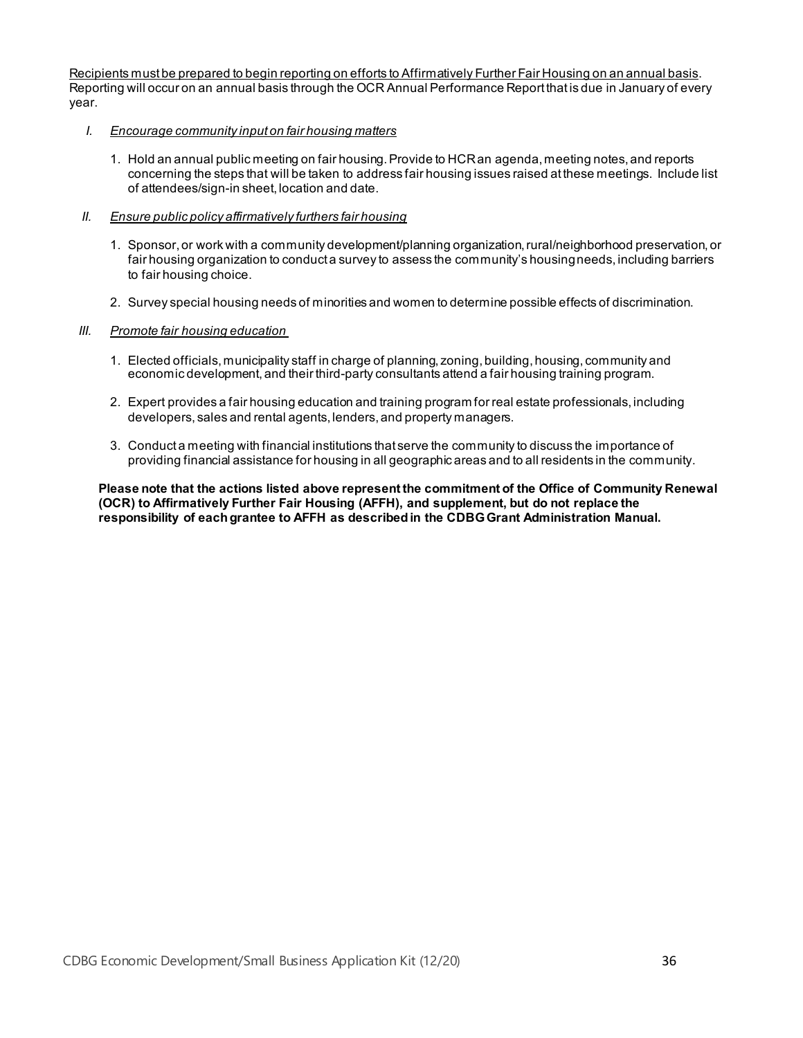<u>Recipients must be prepared to begin reporting on efforts to Affirmatively Further Fair Housing on an annual basis</u>. Reporting will occur on an annual basis through the OCR Annual Performance Report that is due in January of every year.

*I. <u>Encourage community input on fair housing matters</u>*

1. Hold an annual public meeting on fair housing. Provide to HCR an agenda, meeting notes, and reports concerning the steps that will be taken to address fair housing issues raised at these meetings. Include list of attendees/sign-in sheet, location and date.

*II. <u>Ensure public policy affirmatively furthers fair housing</u>*

1. Sponsor, or work with a community development/planning organization, rural/neighborhood preservation, or fair housing organization to conduct a survey to assess the community's housing needs, including barriers to fair housing choice.
2. Survey special housing needs of minorities and women to determine possible effects of discrimination.

*III. <u>Promote fair housing education</u>*

1. Elected officials, municipality staff in charge of planning, zoning, building, housing, community and economic development, and their third-party consultants attend a fair housing training program.
2. Expert provides a fair housing education and training program for real estate professionals, including developers, sales and rental agents, lenders, and property managers.
3. Conduct a meeting with financial institutions that serve the community to discuss the importance of providing financial assistance for housing in all geographic areas and to all residents in the community.

**Please note that the actions listed above represent the commitment of the Office of Community Renewal (OCR) to Affirmatively Further Fair Housing (AFFH), and supplement, but do not replace the responsibility of each grantee to AFFH as described in the CDBG Grant Administration Manual.**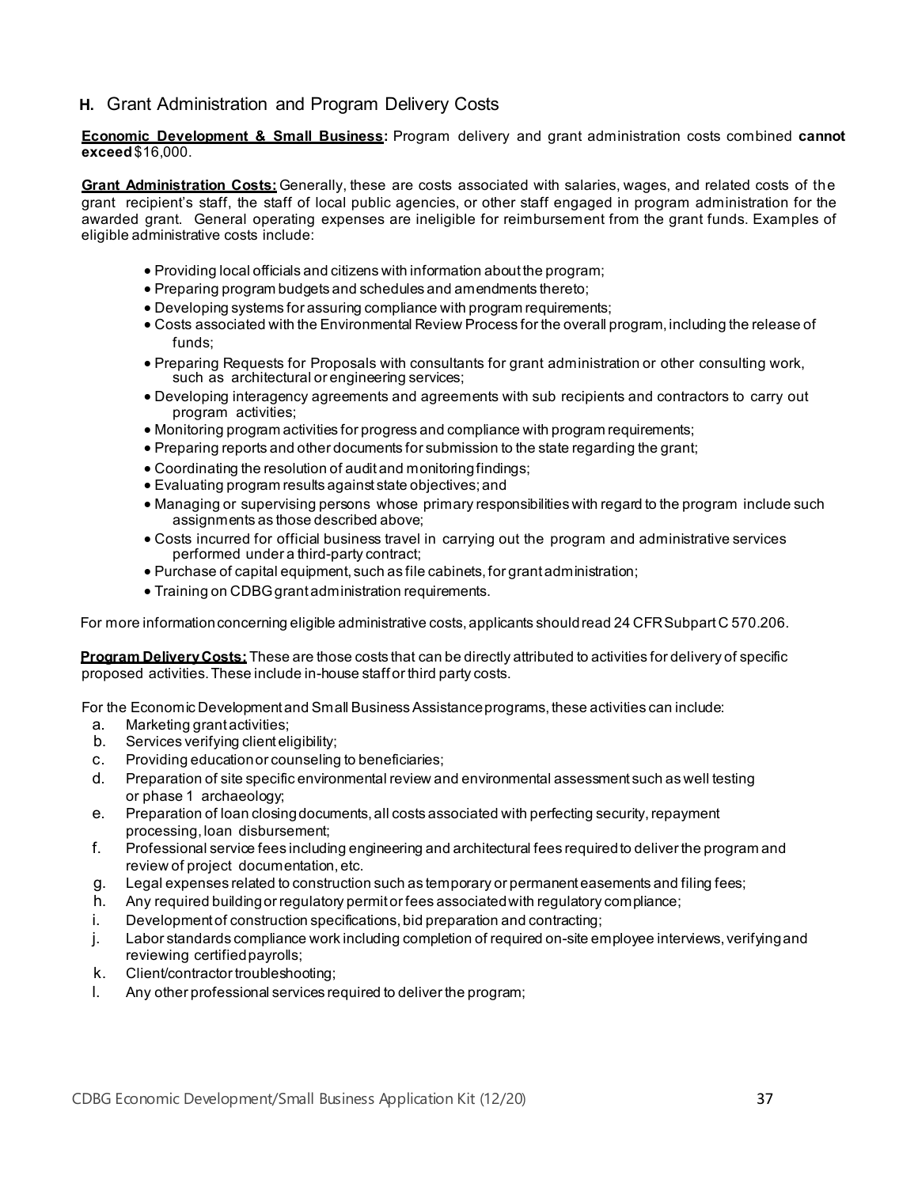## H. Grant Administration and Program Delivery Costs

**Economic Development & Small Business:** Program delivery and grant administration costs combined **cannot exceed** $16,000.

**Grant Administration Costs:** Generally, these are costs associated with salaries, wages, and related costs of the grant recipient's staff, the staff of local public agencies, or other staff engaged in program administration for the awarded grant. General operating expenses are ineligible for reimbursement from the grant funds. Examples of eligible administrative costs include:

- Providing local officials and citizens with information about the program;
- Preparing program budgets and schedules and amendments thereto;
- Developing systems for assuring compliance with program requirements;
- Costs associated with the Environmental Review Process for the overall program, including the release of funds;
- Preparing Requests for Proposals with consultants for grant administration or other consulting work, such as architectural or engineering services;
- Developing interagency agreements and agreements with sub recipients and contractors to carry out program activities;
- Monitoring program activities for progress and compliance with program requirements;
- Preparing reports and other documents for submission to the state regarding the grant;
- Coordinating the resolution of audit and monitoring findings;
- Evaluating program results against state objectives; and
- Managing or supervising persons whose primary responsibilities with regard to the program include such assignments as those described above;
- Costs incurred for official business travel in carrying out the program and administrative services performed under a third-party contract;
- Purchase of capital equipment, such as file cabinets, for grant administration;
- Training on CDBG grant administration requirements.

For more information concerning eligible administrative costs, applicants should read 24 CFR Subpart C 570.206.

**Program Delivery Costs:** These are those costs that can be directly attributed to activities for delivery of specific proposed activities. These include in-house staff or third party costs.

For the Economic Development and Small Business Assistance programs, these activities can include:

a. Marketing grant activities;
b. Services verifying client eligibility;
c. Providing education or counseling to beneficiaries;
d. Preparation of site specific environmental review and environmental assessment such as well testing or phase 1 archaeology;
e. Preparation of loan closing documents, all costs associated with perfecting security, repayment processing, loan disbursement;
f. Professional service fees including engineering and architectural fees required to deliver the program and review of project documentation, etc.
g. Legal expenses related to construction such as temporary or permanent easements and filing fees;
h. Any required building or regulatory permit or fees associated with regulatory compliance;
i. Development of construction specifications, bid preparation and contracting;
j. Labor standards compliance work including completion of required on-site employee interviews, verifying and reviewing certified payrolls;
k. Client/contractor troubleshooting;
l. Any other professional services required to deliver the program;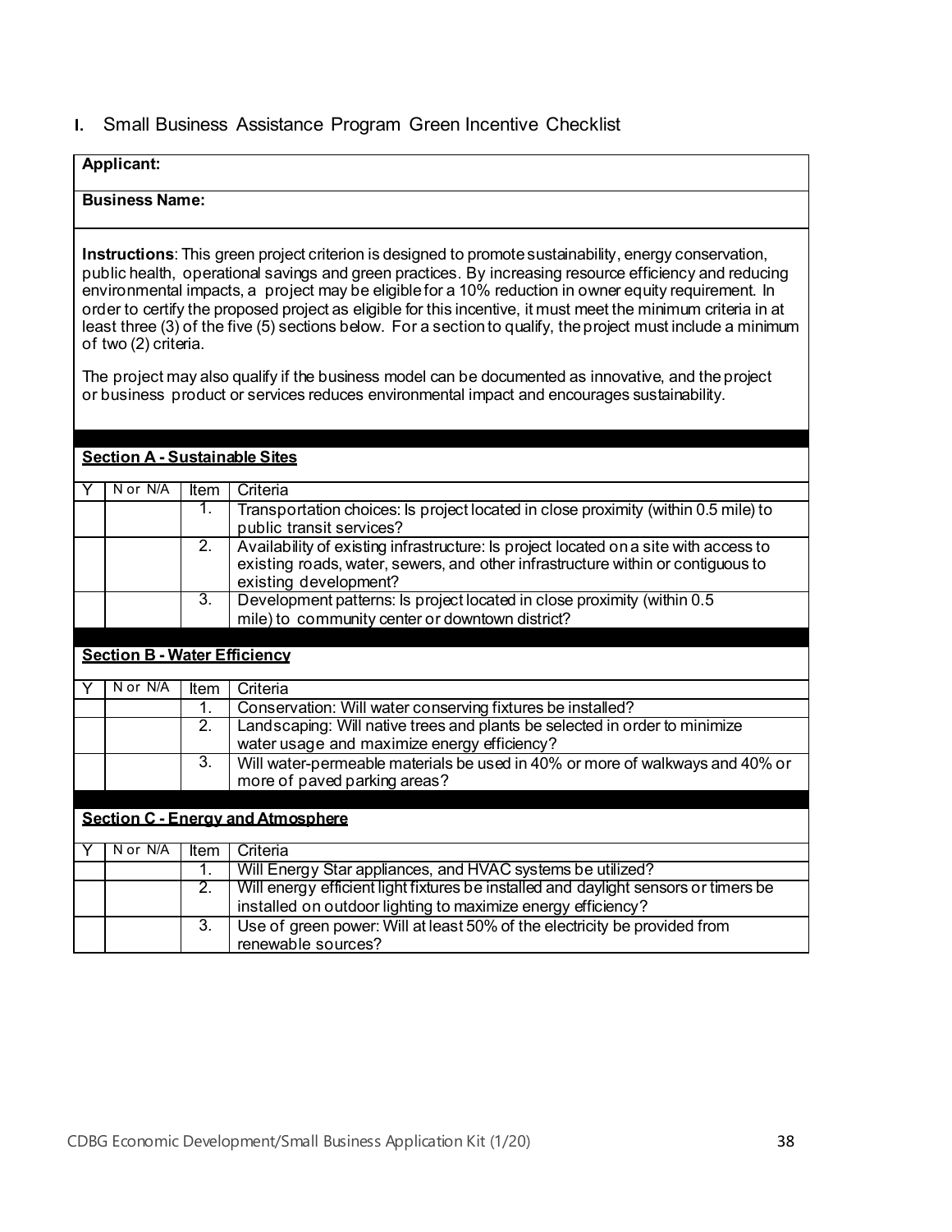## I. Small Business Assistance Program Green Incentive Checklist

**Applicant:**

**Business Name:**

**Instructions**: This green project criterion is designed to promote sustainability, energy conservation, public health, operational savings and green practices. By increasing resource efficiency and reducing environmental impacts, a project may be eligible for a 10% reduction in owner equity requirement. In order to certify the proposed project as eligible for this incentive, it must meet the minimum criteria in at least three (3) of the five (5) sections below. For a section to qualify, the project must include a minimum of two (2) criteria.

The project may also qualify if the business model can be documented as innovative, and the project or business product or services reduces environmental impact and encourages sustainability.

**Section A - Sustainable Sites**

| Y | N or N/A | Item | Criteria |
|---|---|---|---|
| | | 1. | Transportation choices: Is project located in close proximity (within 0.5 mile) to public transit services? |
| | | 2. | Availability of existing infrastructure: Is project located on a site with access to existing roads, water, sewers, and other infrastructure within or contiguous to existing development? |
| | | 3. | Development patterns: Is project located in close proximity (within 0.5 mile) to community center or downtown district? |

**Section B - Water Efficiency**

| Y | N or N/A | Item | Criteria |
|---|---|---|---|
| | | 1. | Conservation: Will water conserving fixtures be installed? |
| | | 2. | Landscaping: Will native trees and plants be selected in order to minimize water usage and maximize energy efficiency? |
| | | 3. | Will water-permeable materials be used in 40% or more of walkways and 40% or more of paved parking areas? |

**Section C - Energy and Atmosphere**

| Y | N or N/A | Item | Criteria |
|---|---|---|---|
| | | 1. | Will Energy Star appliances, and HVAC systems be utilized? |
| | | 2. | Will energy efficient light fixtures be installed and daylight sensors or timers be installed on outdoor lighting to maximize energy efficiency? |
| | | 3. | Use of green power: Will at least 50% of the electricity be provided from renewable sources? |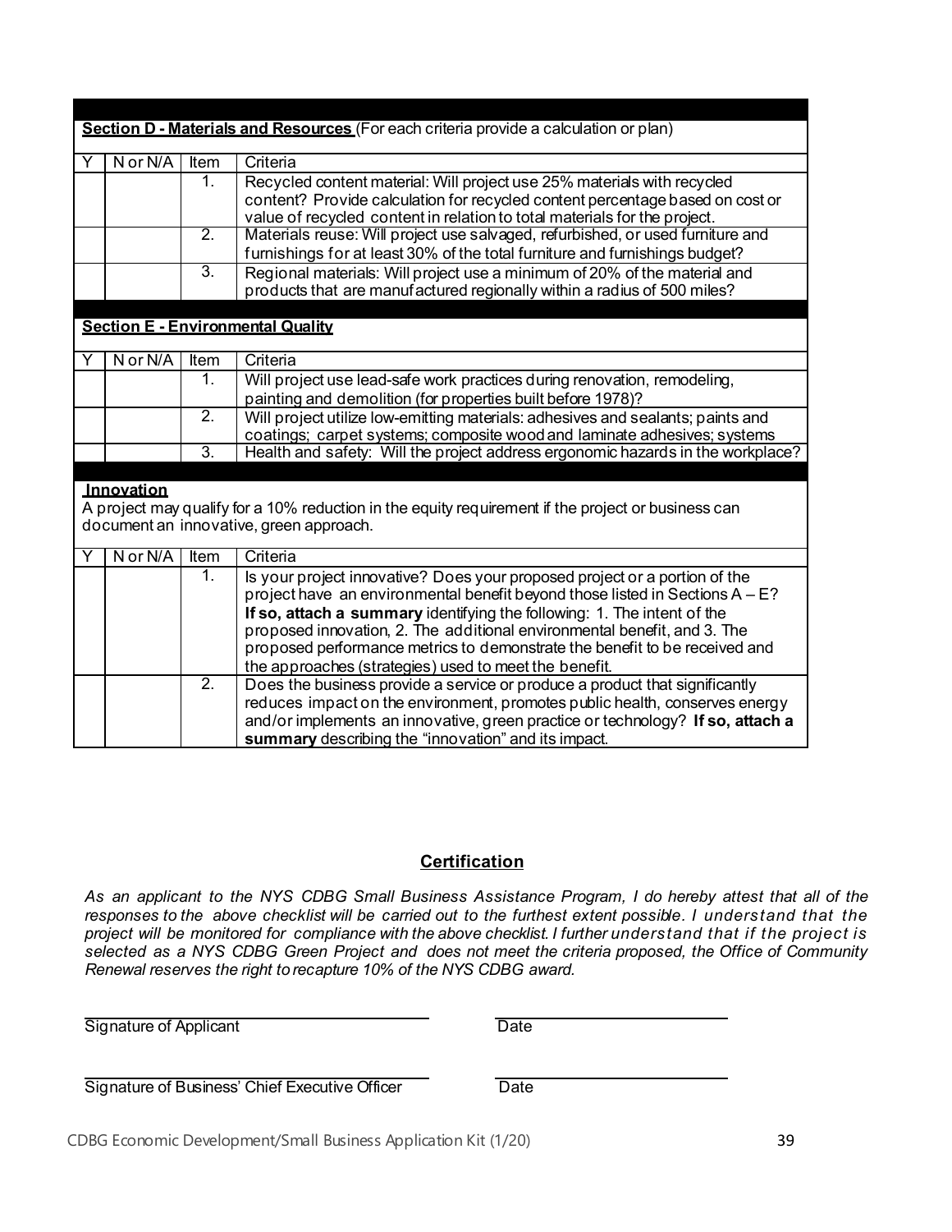**Section D - Materials and Resources** (For each criteria provide a calculation or plan)

| Y | N or N/A | Item | Criteria |
|---|---|---|---|
| | | 1. | Recycled content material: Will project use 25% materials with recycled content? Provide calculation for recycled content percentage based on cost or value of recycled content in relation to total materials for the project. |
| | | 2. | Materials reuse: Will project use salvaged, refurbished, or used furniture and furnishings for at least 30% of the total furniture and furnishings budget? |
| | | 3. | Regional materials: Will project use a minimum of 20% of the material and products that are manufactured regionally within a radius of 500 miles? |

**Section E - Environmental Quality**

| Y | N or N/A | Item | Criteria |
|---|---|---|---|
| | | 1. | Will project use lead-safe work practices during renovation, remodeling, painting and demolition (for properties built before 1978)? |
| | | 2. | Will project utilize low-emitting materials: adhesives and sealants; paints and coatings; carpet systems; composite wood and laminate adhesives; systems |
| | | 3. | Health and safety: Will the project address ergonomic hazards in the workplace? |

**Innovation**

A project may qualify for a 10% reduction in the equity requirement if the project or business can document an innovative, green approach.

| Y | N or N/A | Item | Criteria |
|---|---|---|---|
| | | 1. | Is your project innovative? Does your proposed project or a portion of the project have an environmental benefit beyond those listed in Sections A – E? **If so, attach a summary** identifying the following: 1. The intent of the proposed innovation, 2. The additional environmental benefit, and 3. The proposed performance metrics to demonstrate the benefit to be received and the approaches (strategies) used to meet the benefit. |
| | | 2. | Does the business provide a service or produce a product that significantly reduces impact on the environment, promotes public health, conserves energy and/or implements an innovative, green practice or technology? **If so, attach a summary** describing the "innovation" and its impact. |

## Certification

*As an applicant to the NYS CDBG Small Business Assistance Program, I do hereby attest that all of the responses to the above checklist will be carried out to the furthest extent possible. I understand that the project will be monitored for compliance with the above checklist. I further understand that if the project is selected as a NYS CDBG Green Project and does not meet the criteria proposed, the Office of Community Renewal reserves the right to recapture 10% of the NYS CDBG award.*

______________________________ ______________________
Signature of Applicant Date

______________________________ ______________________
Signature of Business' Chief Executive Officer Date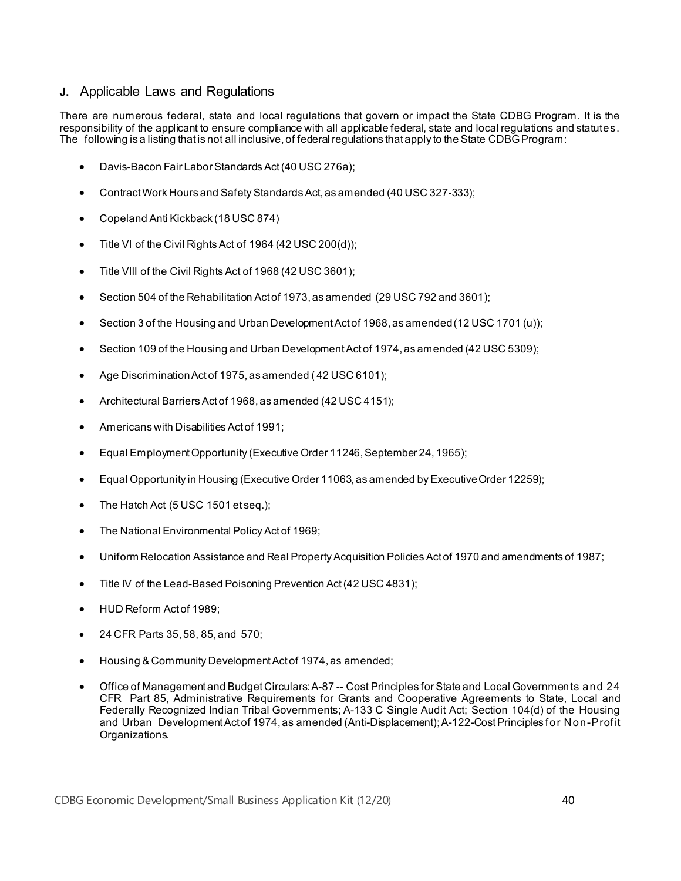## **J.** Applicable Laws and Regulations

There are numerous federal, state and local regulations that govern or impact the State CDBG Program. It is the responsibility of the applicant to ensure compliance with all applicable federal, state and local regulations and statutes. The following is a listing that is not all inclusive, of federal regulations that apply to the State CDBG Program:

- Davis-Bacon Fair Labor Standards Act (40 USC 276a);
- Contract Work Hours and Safety Standards Act, as amended (40 USC 327-333);
- Copeland Anti Kickback (18 USC 874)
- Title VI of the Civil Rights Act of 1964 (42 USC 200(d));
- Title VIII of the Civil Rights Act of 1968 (42 USC 3601);
- Section 504 of the Rehabilitation Act of 1973, as amended (29 USC 792 and 3601);
- Section 3 of the Housing and Urban Development Act of 1968, as amended (12 USC 1701 (u));
- Section 109 of the Housing and Urban Development Act of 1974, as amended (42 USC 5309);
- Age Discrimination Act of 1975, as amended ( 42 USC 6101);
- Architectural Barriers Act of 1968, as amended (42 USC 4151);
- Americans with Disabilities Act of 1991;
- Equal Employment Opportunity (Executive Order 11246, September 24, 1965);
- Equal Opportunity in Housing (Executive Order 11063, as amended by Executive Order 12259);
- The Hatch Act (5 USC 1501 et seq.);
- The National Environmental Policy Act of 1969;
- Uniform Relocation Assistance and Real Property Acquisition Policies Act of 1970 and amendments of 1987;
- Title IV of the Lead-Based Poisoning Prevention Act (42 USC 4831);
- HUD Reform Act of 1989;
- 24 CFR Parts 35, 58, 85, and 570;
- Housing & Community Development Act of 1974, as amended;
- Office of Management and Budget Circulars: A-87 -- Cost Principles for State and Local Governments and 24 CFR Part 85, Administrative Requirements for Grants and Cooperative Agreements to State, Local and Federally Recognized Indian Tribal Governments; A-133 C Single Audit Act; Section 104(d) of the Housing and Urban Development Act of 1974, as amended (Anti-Displacement); A-122-Cost Principles for Non-Profit Organizations.